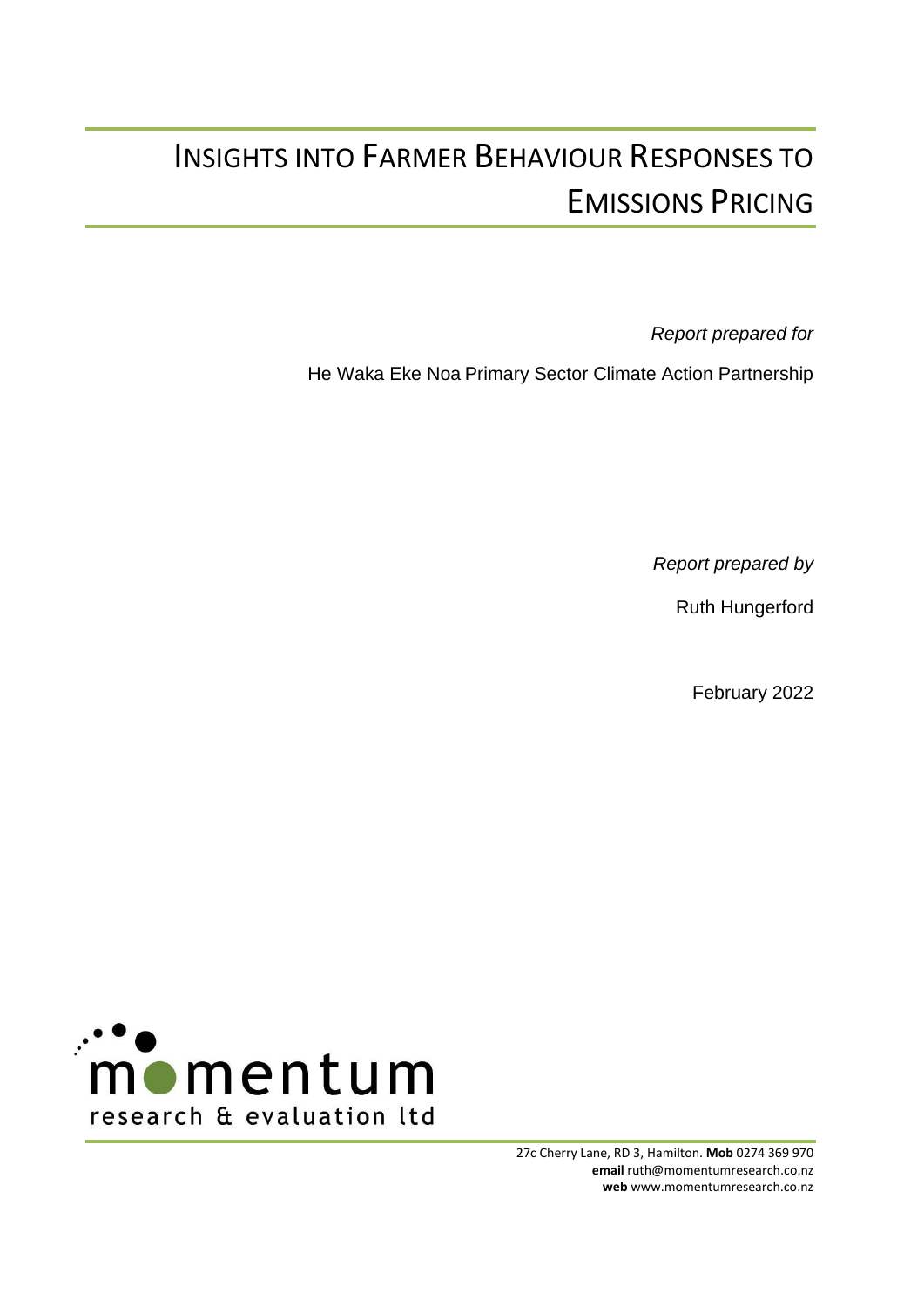# INSIGHTS INTO FARMER BEHAVIOUR RESPONSES TO EMISSIONS PRICING

*Report prepared for*

He Waka Eke Noa Primary Sector Climate Action Partnership

*Report prepared by*

Ruth Hungerford

February 2022

momentum
research & evaluation ltd

27c Cherry Lane, RD 3, Hamilton. **Mob** 0274 369 970
**email** ruth@momentumresearch.co.nz
**web** www.momentumresearch.co.nz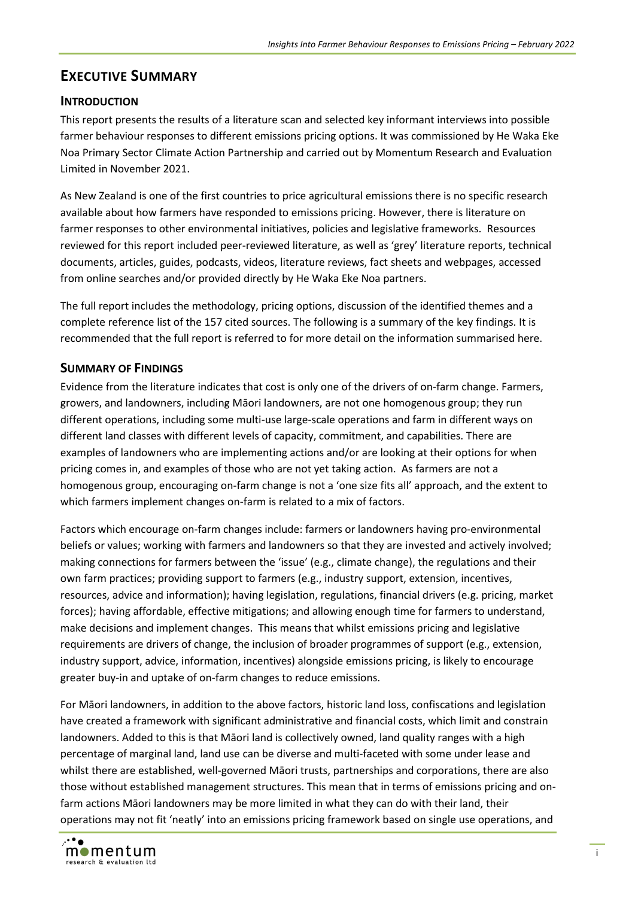# EXECUTIVE SUMMARY

## INTRODUCTION

This report presents the results of a literature scan and selected key informant interviews into possible farmer behaviour responses to different emissions pricing options. It was commissioned by He Waka Eke Noa Primary Sector Climate Action Partnership and carried out by Momentum Research and Evaluation Limited in November 2021.

As New Zealand is one of the first countries to price agricultural emissions there is no specific research available about how farmers have responded to emissions pricing. However, there is literature on farmer responses to other environmental initiatives, policies and legislative frameworks. Resources reviewed for this report included peer-reviewed literature, as well as 'grey' literature reports, technical documents, articles, guides, podcasts, videos, literature reviews, fact sheets and webpages, accessed from online searches and/or provided directly by He Waka Eke Noa partners.

The full report includes the methodology, pricing options, discussion of the identified themes and a complete reference list of the 157 cited sources. The following is a summary of the key findings. It is recommended that the full report is referred to for more detail on the information summarised here.

## SUMMARY OF FINDINGS

Evidence from the literature indicates that cost is only one of the drivers of on-farm change. Farmers, growers, and landowners, including Māori landowners, are not one homogenous group; they run different operations, including some multi-use large-scale operations and farm in different ways on different land classes with different levels of capacity, commitment, and capabilities. There are examples of landowners who are implementing actions and/or are looking at their options for when pricing comes in, and examples of those who are not yet taking action. As farmers are not a homogenous group, encouraging on-farm change is not a 'one size fits all' approach, and the extent to which farmers implement changes on-farm is related to a mix of factors.

Factors which encourage on-farm changes include: farmers or landowners having pro-environmental beliefs or values; working with farmers and landowners so that they are invested and actively involved; making connections for farmers between the 'issue' (e.g., climate change), the regulations and their own farm practices; providing support to farmers (e.g., industry support, extension, incentives, resources, advice and information); having legislation, regulations, financial drivers (e.g. pricing, market forces); having affordable, effective mitigations; and allowing enough time for farmers to understand, make decisions and implement changes. This means that whilst emissions pricing and legislative requirements are drivers of change, the inclusion of broader programmes of support (e.g., extension, industry support, advice, information, incentives) alongside emissions pricing, is likely to encourage greater buy-in and uptake of on-farm changes to reduce emissions.

For Māori landowners, in addition to the above factors, historic land loss, confiscations and legislation have created a framework with significant administrative and financial costs, which limit and constrain landowners. Added to this is that Māori land is collectively owned, land quality ranges with a high percentage of marginal land, land use can be diverse and multi-faceted with some under lease and whilst there are established, well-governed Māori trusts, partnerships and corporations, there are also those without established management structures. This mean that in terms of emissions pricing and on-farm actions Māori landowners may be more limited in what they can do with their land, their operations may not fit 'neatly' into an emissions pricing framework based on single use operations, and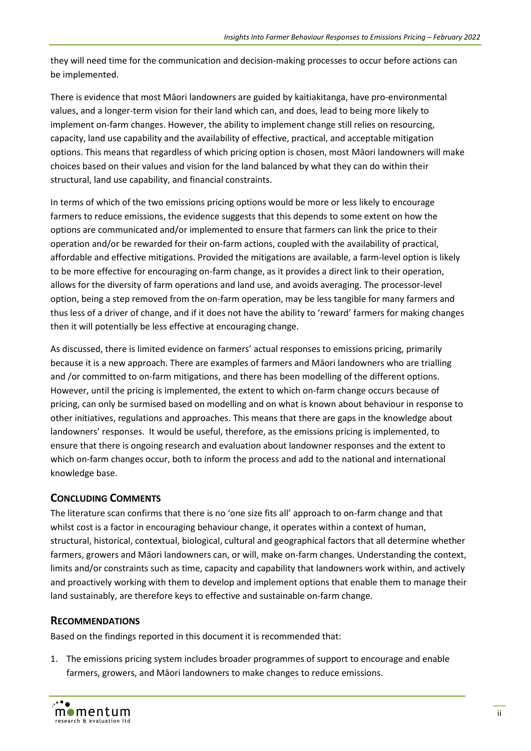they will need time for the communication and decision-making processes to occur before actions can be implemented.

There is evidence that most Māori landowners are guided by kaitiakitanga, have pro-environmental values, and a longer-term vision for their land which can, and does, lead to being more likely to implement on-farm changes. However, the ability to implement change still relies on resourcing, capacity, land use capability and the availability of effective, practical, and acceptable mitigation options. This means that regardless of which pricing option is chosen, most Māori landowners will make choices based on their values and vision for the land balanced by what they can do within their structural, land use capability, and financial constraints.

In terms of which of the two emissions pricing options would be more or less likely to encourage farmers to reduce emissions, the evidence suggests that this depends to some extent on how the options are communicated and/or implemented to ensure that farmers can link the price to their operation and/or be rewarded for their on-farm actions, coupled with the availability of practical, affordable and effective mitigations. Provided the mitigations are available, a farm-level option is likely to be more effective for encouraging on-farm change, as it provides a direct link to their operation, allows for the diversity of farm operations and land use, and avoids averaging. The processor-level option, being a step removed from the on-farm operation, may be less tangible for many farmers and thus less of a driver of change, and if it does not have the ability to 'reward' farmers for making changes then it will potentially be less effective at encouraging change.

As discussed, there is limited evidence on farmers' actual responses to emissions pricing, primarily because it is a new approach. There are examples of farmers and Māori landowners who are trialling and /or committed to on-farm mitigations, and there has been modelling of the different options. However, until the pricing is implemented, the extent to which on-farm change occurs because of pricing, can only be surmised based on modelling and on what is known about behaviour in response to other initiatives, regulations and approaches. This means that there are gaps in the knowledge about landowners' responses. It would be useful, therefore, as the emissions pricing is implemented, to ensure that there is ongoing research and evaluation about landowner responses and the extent to which on-farm changes occur, both to inform the process and add to the national and international knowledge base.

## Concluding Comments

The literature scan confirms that there is no 'one size fits all' approach to on-farm change and that whilst cost is a factor in encouraging behaviour change, it operates within a context of human, structural, historical, contextual, biological, cultural and geographical factors that all determine whether farmers, growers and Māori landowners can, or will, make on-farm changes. Understanding the context, limits and/or constraints such as time, capacity and capability that landowners work within, and actively and proactively working with them to develop and implement options that enable them to manage their land sustainably, are therefore keys to effective and sustainable on-farm change.

## Recommendations

Based on the findings reported in this document it is recommended that:

1. The emissions pricing system includes broader programmes of support to encourage and enable farmers, growers, and Māori landowners to make changes to reduce emissions.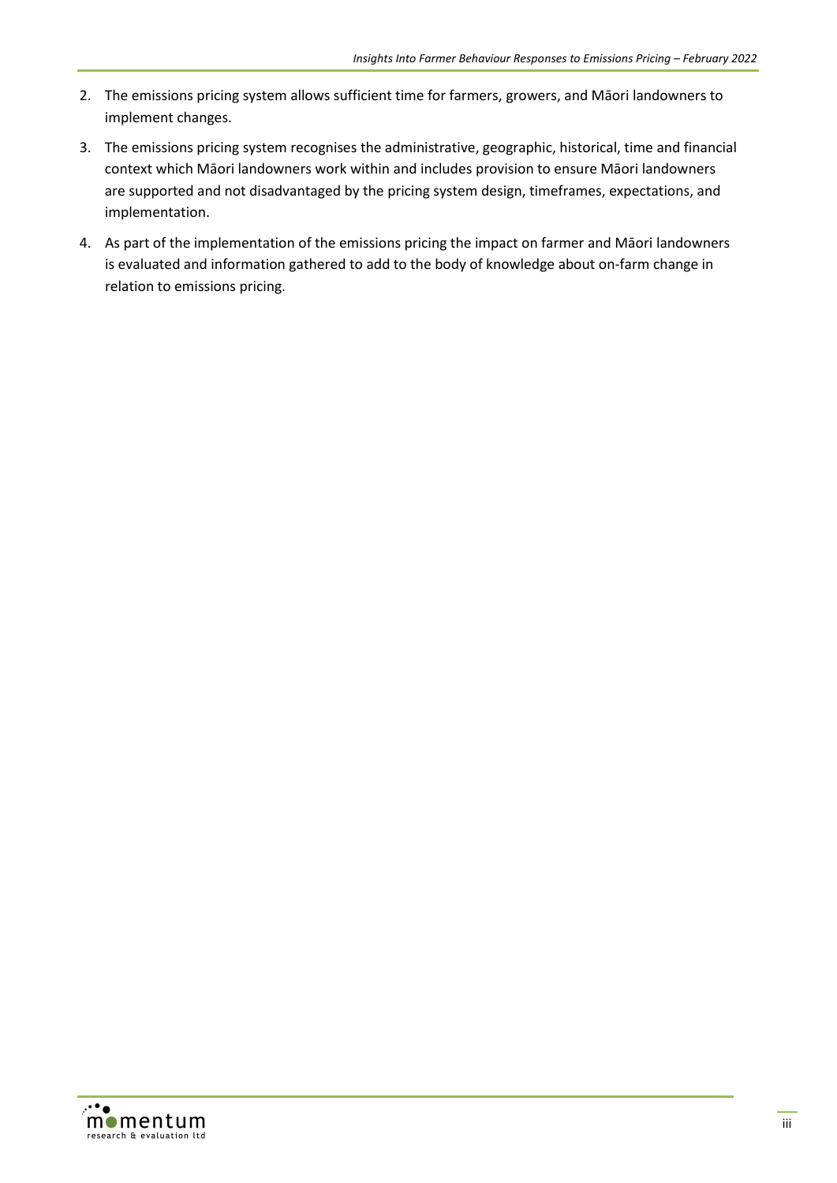2. The emissions pricing system allows sufficient time for farmers, growers, and Māori landowners to implement changes.
3. The emissions pricing system recognises the administrative, geographic, historical, time and financial context which Māori landowners work within and includes provision to ensure Māori landowners are supported and not disadvantaged by the pricing system design, timeframes, expectations, and implementation.
4. As part of the implementation of the emissions pricing the impact on farmer and Māori landowners is evaluated and information gathered to add to the body of knowledge about on-farm change in relation to emissions pricing.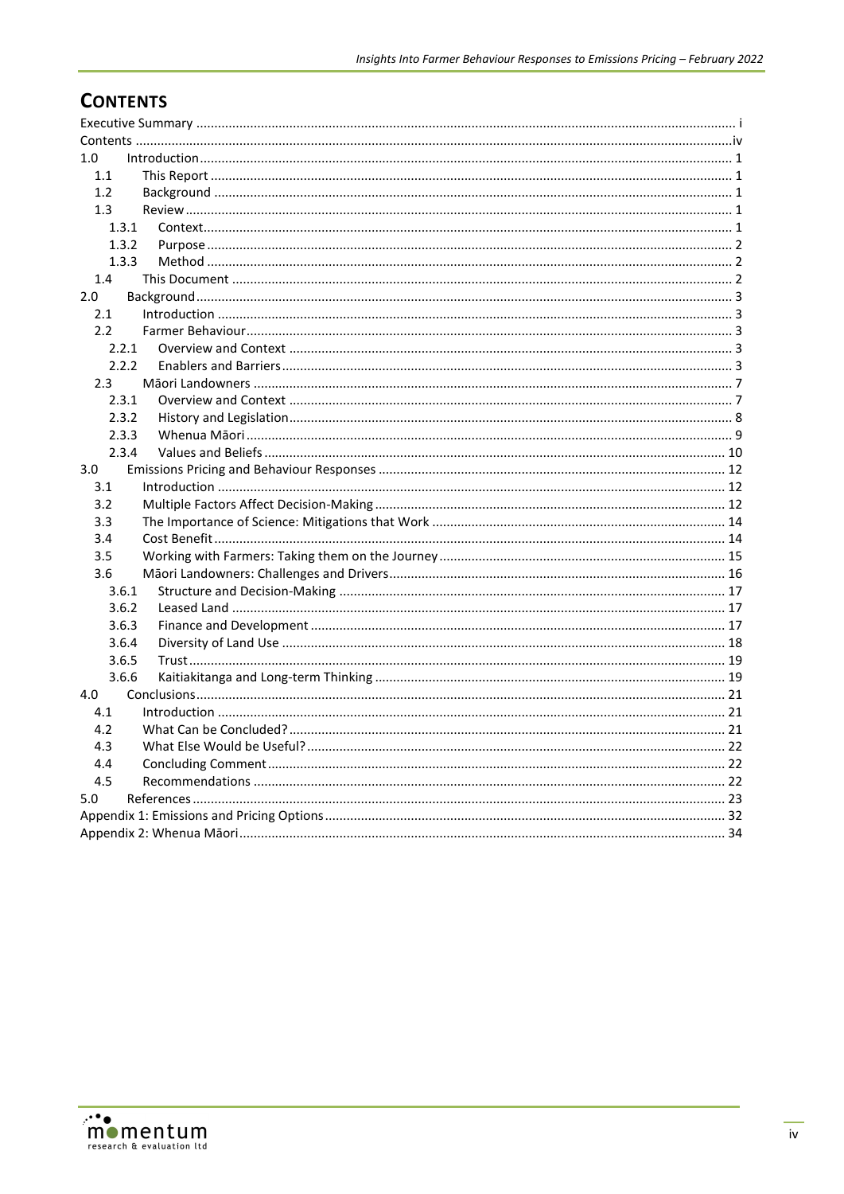# Contents

Executive Summary ........ i
Contents ........ iv
1.0 Introduction ........ 1
- 1.1 This Report ........ 1
- 1.2 Background ........ 1
- 1.3 Review ........ 1
  - 1.3.1 Context ........ 1
  - 1.3.2 Purpose ........ 2
  - 1.3.3 Method ........ 2
- 1.4 This Document ........ 2

2.0 Background ........ 3
- 2.1 Introduction ........ 3
- 2.2 Farmer Behaviour ........ 3
  - 2.2.1 Overview and Context ........ 3
  - 2.2.2 Enablers and Barriers ........ 3
- 2.3 Māori Landowners ........ 7
  - 2.3.1 Overview and Context ........ 7
  - 2.3.2 History and Legislation ........ 8
  - 2.3.3 Whenua Māori ........ 9
  - 2.3.4 Values and Beliefs ........ 10

3.0 Emissions Pricing and Behaviour Responses ........ 12
- 3.1 Introduction ........ 12
- 3.2 Multiple Factors Affect Decision-Making ........ 12
- 3.3 The Importance of Science: Mitigations that Work ........ 14
- 3.4 Cost Benefit ........ 14
- 3.5 Working with Farmers: Taking them on the Journey ........ 15
- 3.6 Māori Landowners: Challenges and Drivers ........ 16
  - 3.6.1 Structure and Decision-Making ........ 17
  - 3.6.2 Leased Land ........ 17
  - 3.6.3 Finance and Development ........ 17
  - 3.6.4 Diversity of Land Use ........ 18
  - 3.6.5 Trust ........ 19
  - 3.6.6 Kaitiakitanga and Long-term Thinking ........ 19

4.0 Conclusions ........ 21
- 4.1 Introduction ........ 21
- 4.2 What Can be Concluded? ........ 21
- 4.3 What Else Would be Useful? ........ 22
- 4.4 Concluding Comment ........ 22
- 4.5 Recommendations ........ 22

5.0 References ........ 23

Appendix 1: Emissions and Pricing Options ........ 32

Appendix 2: Whenua Māori ........ 34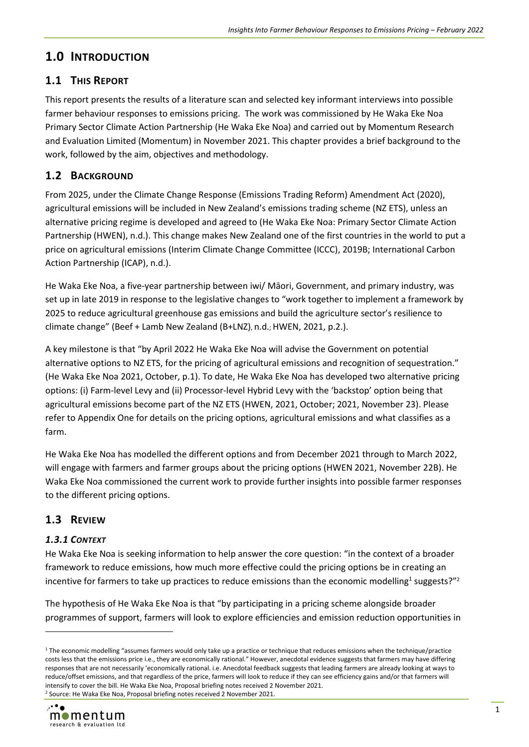# 1.0 Introduction

## 1.1 This Report

This report presents the results of a literature scan and selected key informant interviews into possible farmer behaviour responses to emissions pricing. The work was commissioned by He Waka Eke Noa Primary Sector Climate Action Partnership (He Waka Eke Noa) and carried out by Momentum Research and Evaluation Limited (Momentum) in November 2021. This chapter provides a brief background to the work, followed by the aim, objectives and methodology.

## 1.2 Background

From 2025, under the Climate Change Response (Emissions Trading Reform) Amendment Act (2020), agricultural emissions will be included in New Zealand's emissions trading scheme (NZ ETS), unless an alternative pricing regime is developed and agreed to (He Waka Eke Noa: Primary Sector Climate Action Partnership (HWEN), n.d.). This change makes New Zealand one of the first countries in the world to put a price on agricultural emissions (Interim Climate Change Committee (ICCC), 2019B; International Carbon Action Partnership (ICAP), n.d.).

He Waka Eke Noa, a five-year partnership between iwi/ Māori, Government, and primary industry, was set up in late 2019 in response to the legislative changes to "work together to implement a framework by 2025 to reduce agricultural greenhouse gas emissions and build the agriculture sector's resilience to climate change" (Beef + Lamb New Zealand (B+LNZ), n.d.; HWEN, 2021, p.2.).

A key milestone is that "by April 2022 He Waka Eke Noa will advise the Government on potential alternative options to NZ ETS, for the pricing of agricultural emissions and recognition of sequestration." (He Waka Eke Noa 2021, October, p.1). To date, He Waka Eke Noa has developed two alternative pricing options: (i) Farm-level Levy and (ii) Processor-level Hybrid Levy with the 'backstop' option being that agricultural emissions become part of the NZ ETS (HWEN, 2021, October; 2021, November 23). Please refer to Appendix One for details on the pricing options, agricultural emissions and what classifies as a farm.

He Waka Eke Noa has modelled the different options and from December 2021 through to March 2022, will engage with farmers and farmer groups about the pricing options (HWEN 2021, November 22B). He Waka Eke Noa commissioned the current work to provide further insights into possible farmer responses to the different pricing options.

## 1.3 Review

### *1.3.1 Context*

He Waka Eke Noa is seeking information to help answer the core question: "in the context of a broader framework to reduce emissions, how much more effective could the pricing options be in creating an incentive for farmers to take up practices to reduce emissions than the economic modelling[1] suggests?"[2]

The hypothesis of He Waka Eke Noa is that "by participating in a pricing scheme alongside broader programmes of support, farmers will look to explore efficiencies and emission reduction opportunities in

[1] The economic modelling "assumes farmers would only take up a practice or technique that reduces emissions when the technique/practice costs less that the emissions price i.e., they are economically rational." However, anecdotal evidence suggests that farmers may have differing responses that are not necessarily 'economically rational. i.e. Anecdotal feedback suggests that leading farmers are already looking at ways to reduce/offset emissions, and that regardless of the price, farmers will look to reduce if they can see efficiency gains and/or that farmers will intensify to cover the bill. He Waka Eke Noa, Proposal briefing notes received 2 November 2021.

[2] Source: He Waka Eke Noa, Proposal briefing notes received 2 November 2021.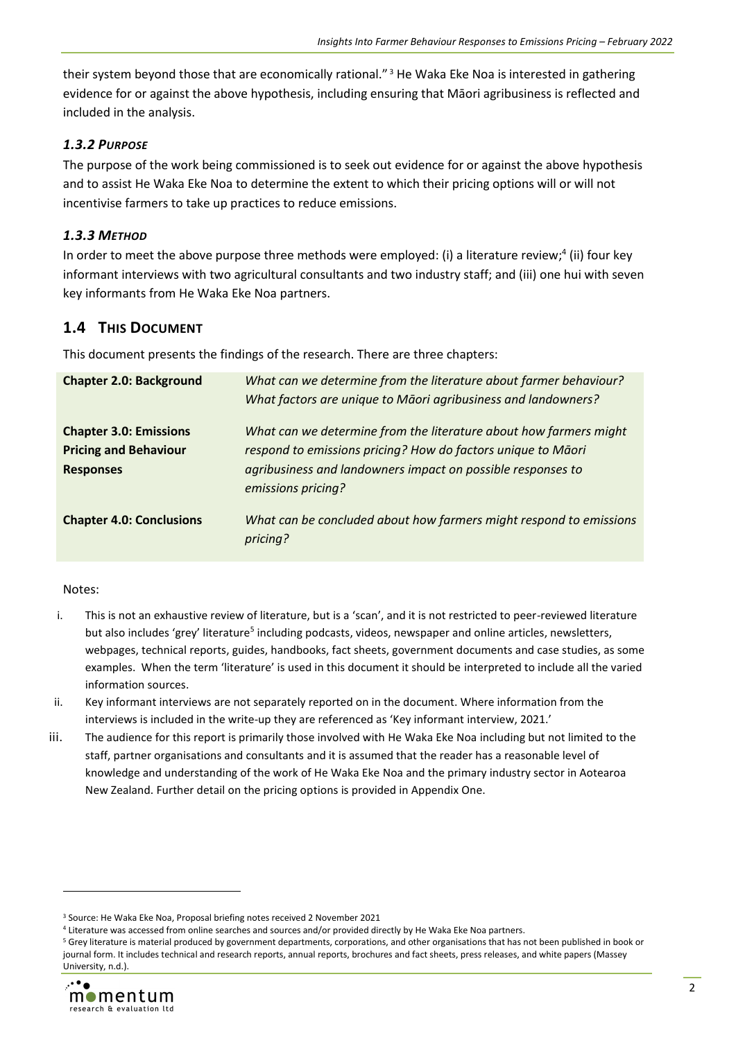their system beyond those that are economically rational."[3] He Waka Eke Noa is interested in gathering evidence for or against the above hypothesis, including ensuring that Māori agribusiness is reflected and included in the analysis.

### *1.3.2 Purpose*

The purpose of the work being commissioned is to seek out evidence for or against the above hypothesis and to assist He Waka Eke Noa to determine the extent to which their pricing options will or will not incentivise farmers to take up practices to reduce emissions.

### *1.3.3 Method*

In order to meet the above purpose three methods were employed: (i) a literature review;[4] (ii) four key informant interviews with two agricultural consultants and two industry staff; and (iii) one hui with seven key informants from He Waka Eke Noa partners.

## 1.4 This Document

This document presents the findings of the research. There are three chapters:

| | |
|---|---|
| **Chapter 2.0: Background** | *What can we determine from the literature about farmer behaviour? What factors are unique to Māori agribusiness and landowners?* |
| **Chapter 3.0: Emissions Pricing and Behaviour Responses** | *What can we determine from the literature about how farmers might respond to emissions pricing? How do factors unique to Māori agribusiness and landowners impact on possible responses to emissions pricing?* |
| **Chapter 4.0: Conclusions** | *What can be concluded about how farmers might respond to emissions pricing?* |

Notes:

i. This is not an exhaustive review of literature, but is a 'scan', and it is not restricted to peer-reviewed literature but also includes 'grey' literature[5] including podcasts, videos, newspaper and online articles, newsletters, webpages, technical reports, guides, handbooks, fact sheets, government documents and case studies, as some examples. When the term 'literature' is used in this document it should be interpreted to include all the varied information sources.

ii. Key informant interviews are not separately reported on in the document. Where information from the interviews is included in the write-up they are referenced as 'Key informant interview, 2021.'

iii. The audience for this report is primarily those involved with He Waka Eke Noa including but not limited to the staff, partner organisations and consultants and it is assumed that the reader has a reasonable level of knowledge and understanding of the work of He Waka Eke Noa and the primary industry sector in Aotearoa New Zealand. Further detail on the pricing options is provided in Appendix One.

---

[3] Source: He Waka Eke Noa, Proposal briefing notes received 2 November 2021

[4] Literature was accessed from online searches and sources and/or provided directly by He Waka Eke Noa partners.

[5] Grey literature is material produced by government departments, corporations, and other organisations that has not been published in book or journal form. It includes technical and research reports, annual reports, brochures and fact sheets, press releases, and white papers (Massey University, n.d.).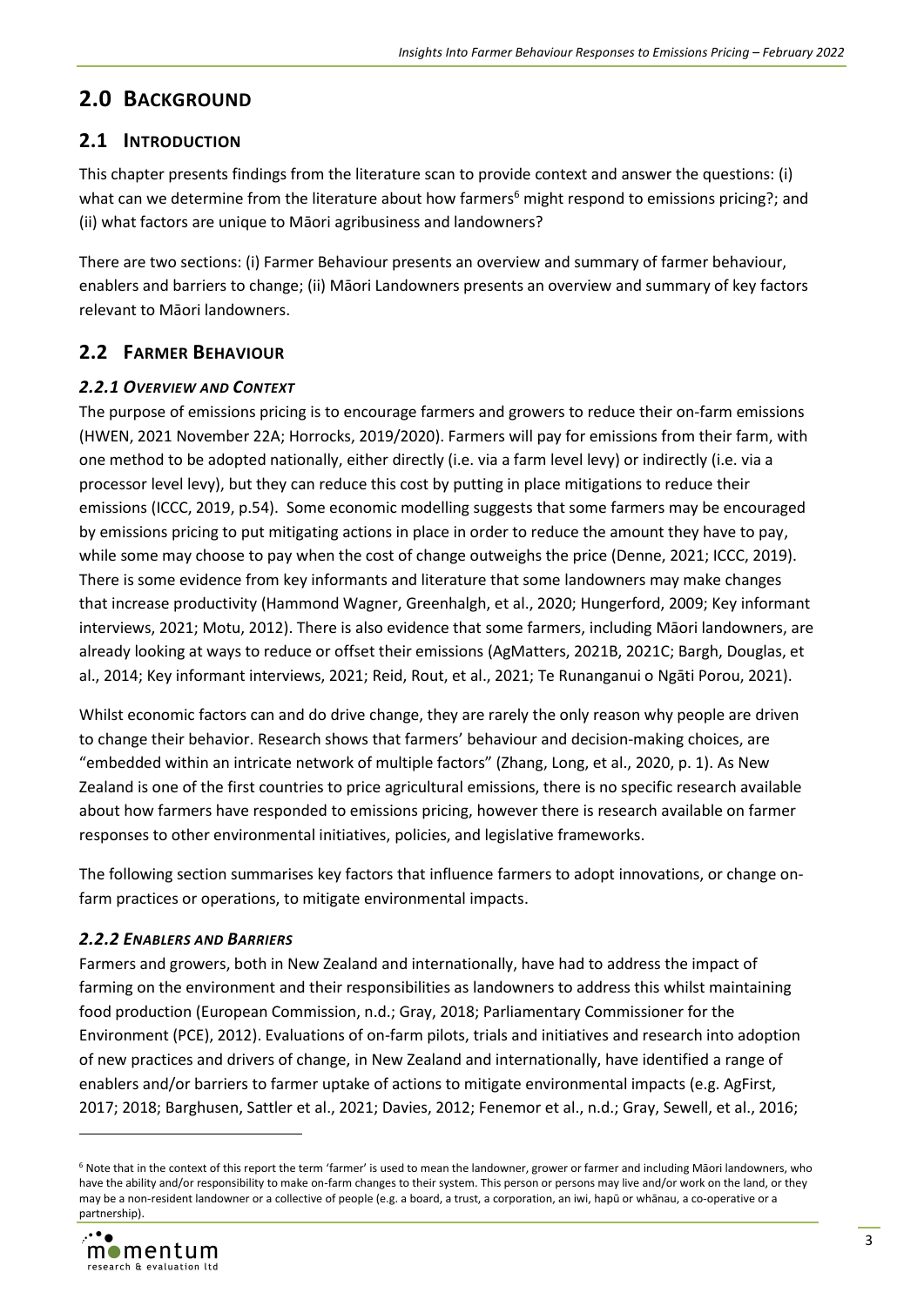# 2.0 Background

## 2.1 Introduction

This chapter presents findings from the literature scan to provide context and answer the questions: (i) what can we determine from the literature about how farmers[6] might respond to emissions pricing?; and (ii) what factors are unique to Māori agribusiness and landowners?

There are two sections: (i) Farmer Behaviour presents an overview and summary of farmer behaviour, enablers and barriers to change; (ii) Māori Landowners presents an overview and summary of key factors relevant to Māori landowners.

## 2.2 Farmer Behaviour

### *2.2.1 Overview and Context*

The purpose of emissions pricing is to encourage farmers and growers to reduce their on-farm emissions (HWEN, 2021 November 22A; Horrocks, 2019/2020). Farmers will pay for emissions from their farm, with one method to be adopted nationally, either directly (i.e. via a farm level levy) or indirectly (i.e. via a processor level levy), but they can reduce this cost by putting in place mitigations to reduce their emissions (ICCC, 2019, p.54). Some economic modelling suggests that some farmers may be encouraged by emissions pricing to put mitigating actions in place in order to reduce the amount they have to pay, while some may choose to pay when the cost of change outweighs the price (Denne, 2021; ICCC, 2019). There is some evidence from key informants and literature that some landowners may make changes that increase productivity (Hammond Wagner, Greenhalgh, et al., 2020; Hungerford, 2009; Key informant interviews, 2021; Motu, 2012). There is also evidence that some farmers, including Māori landowners, are already looking at ways to reduce or offset their emissions (AgMatters, 2021B, 2021C; Bargh, Douglas, et al., 2014; Key informant interviews, 2021; Reid, Rout, et al., 2021; Te Runanganui o Ngāti Porou, 2021).

Whilst economic factors can and do drive change, they are rarely the only reason why people are driven to change their behavior. Research shows that farmers' behaviour and decision-making choices, are "embedded within an intricate network of multiple factors" (Zhang, Long, et al., 2020, p. 1). As New Zealand is one of the first countries to price agricultural emissions, there is no specific research available about how farmers have responded to emissions pricing, however there is research available on farmer responses to other environmental initiatives, policies, and legislative frameworks.

The following section summarises key factors that influence farmers to adopt innovations, or change on-farm practices or operations, to mitigate environmental impacts.

### *2.2.2 Enablers and Barriers*

Farmers and growers, both in New Zealand and internationally, have had to address the impact of farming on the environment and their responsibilities as landowners to address this whilst maintaining food production (European Commission, n.d.; Gray, 2018; Parliamentary Commissioner for the Environment (PCE), 2012). Evaluations of on-farm pilots, trials and initiatives and research into adoption of new practices and drivers of change, in New Zealand and internationally, have identified a range of enablers and/or barriers to farmer uptake of actions to mitigate environmental impacts (e.g. AgFirst, 2017; 2018; Barghusen, Sattler et al., 2021; Davies, 2012; Fenemor et al., n.d.; Gray, Sewell, et al., 2016;

---

[6] Note that in the context of this report the term 'farmer' is used to mean the landowner, grower or farmer and including Māori landowners, who have the ability and/or responsibility to make on-farm changes to their system. This person or persons may live and/or work on the land, or they may be a non-resident landowner or a collective of people (e.g. a board, a trust, a corporation, an iwi, hapū or whānau, a co-operative or a partnership).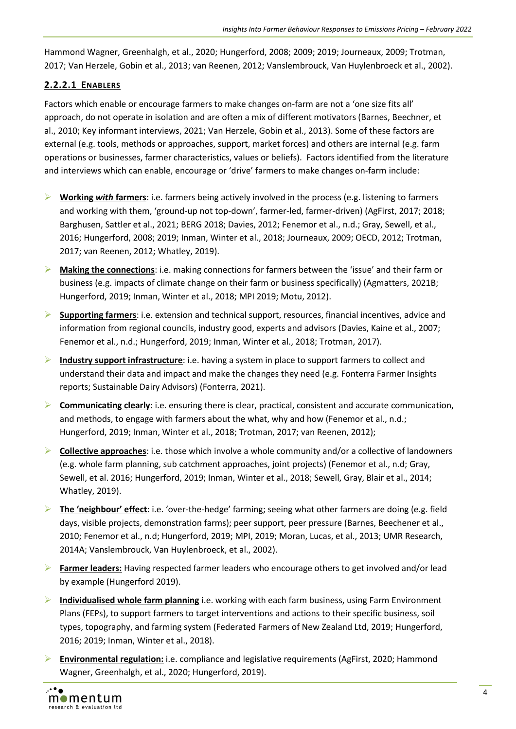Hammond Wagner, Greenhalgh, et al., 2020; Hungerford, 2008; 2009; 2019; Journeaux, 2009; Trotman, 2017; Van Herzele, Gobin et al., 2013; van Reenen, 2012; Vanslembrouck, Van Huylenbroeck et al., 2002).

#### 2.2.2.1 ENABLERS

Factors which enable or encourage farmers to make changes on-farm are not a 'one size fits all' approach, do not operate in isolation and are often a mix of different motivators (Barnes, Beechner, et al., 2010; Key informant interviews, 2021; Van Herzele, Gobin et al., 2013). Some of these factors are external (e.g. tools, methods or approaches, support, market forces) and others are internal (e.g. farm operations or businesses, farmer characteristics, values or beliefs). Factors identified from the literature and interviews which can enable, encourage or 'drive' farmers to make changes on-farm include:

- **Working *with* farmers**: i.e. farmers being actively involved in the process (e.g. listening to farmers and working with them, 'ground-up not top-down', farmer-led, farmer-driven) (AgFirst, 2017; 2018; Barghusen, Sattler et al., 2021; BERG 2018; Davies, 2012; Fenemor et al., n.d.; Gray, Sewell, et al., 2016; Hungerford, 2008; 2019; Inman, Winter et al., 2018; Journeaux, 2009; OECD, 2012; Trotman, 2017; van Reenen, 2012; Whatley, 2019).
- **Making the connections**: i.e. making connections for farmers between the 'issue' and their farm or business (e.g. impacts of climate change on their farm or business specifically) (Agmatters, 2021B; Hungerford, 2019; Inman, Winter et al., 2018; MPI 2019; Motu, 2012).
- **Supporting farmers**: i.e. extension and technical support, resources, financial incentives, advice and information from regional councils, industry good, experts and advisors (Davies, Kaine et al., 2007; Fenemor et al., n.d.; Hungerford, 2019; Inman, Winter et al., 2018; Trotman, 2017).
- **Industry support infrastructure**: i.e. having a system in place to support farmers to collect and understand their data and impact and make the changes they need (e.g. Fonterra Farmer Insights reports; Sustainable Dairy Advisors) (Fonterra, 2021).
- **Communicating clearly**: i.e. ensuring there is clear, practical, consistent and accurate communication, and methods, to engage with farmers about the what, why and how (Fenemor et al., n.d.; Hungerford, 2019; Inman, Winter et al., 2018; Trotman, 2017; van Reenen, 2012);
- **Collective approaches**: i.e. those which involve a whole community and/or a collective of landowners (e.g. whole farm planning, sub catchment approaches, joint projects) (Fenemor et al., n.d; Gray, Sewell, et al. 2016; Hungerford, 2019; Inman, Winter et al., 2018; Sewell, Gray, Blair et al., 2014; Whatley, 2019).
- **The 'neighbour' effect**: i.e. 'over-the-hedge' farming; seeing what other farmers are doing (e.g. field days, visible projects, demonstration farms); peer support, peer pressure (Barnes, Beechener et al., 2010; Fenemor et al., n.d; Hungerford, 2019; MPI, 2019; Moran, Lucas, et al., 2013; UMR Research, 2014A; Vanslembrouck, Van Huylenbroeck, et al., 2002).
- **Farmer leaders:** Having respected farmer leaders who encourage others to get involved and/or lead by example (Hungerford 2019).
- **Individualised whole farm planning** i.e. working with each farm business, using Farm Environment Plans (FEPs), to support farmers to target interventions and actions to their specific business, soil types, topography, and farming system (Federated Farmers of New Zealand Ltd, 2019; Hungerford, 2016; 2019; Inman, Winter et al., 2018).
- **Environmental regulation:** i.e. compliance and legislative requirements (AgFirst, 2020; Hammond Wagner, Greenhalgh, et al., 2020; Hungerford, 2019).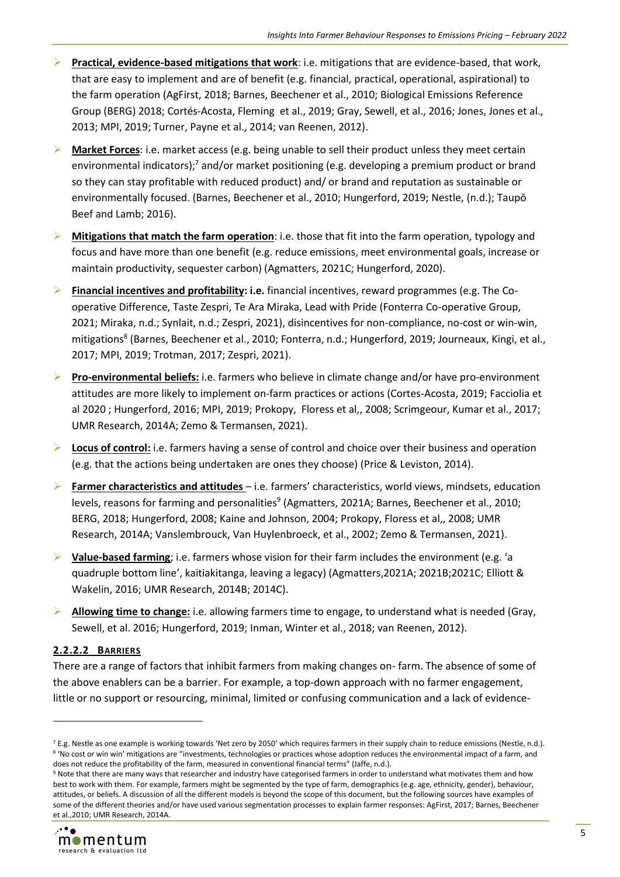- **Practical, evidence-based mitigations that work**: i.e. mitigations that are evidence-based, that work, that are easy to implement and are of benefit (e.g. financial, practical, operational, aspirational) to the farm operation (AgFirst, 2018; Barnes, Beechener et al., 2010; Biological Emissions Reference Group (BERG) 2018; Cortés-Acosta, Fleming et al., 2019; Gray, Sewell, et al., 2016; Jones, Jones et al., 2013; MPI, 2019; Turner, Payne et al., 2014; van Reenen, 2012).
- **Market Forces**: i.e. market access (e.g. being unable to sell their product unless they meet certain environmental indicators);[7] and/or market positioning (e.g. developing a premium product or brand so they can stay profitable with reduced product) and/ or brand and reputation as sustainable or environmentally focused. (Barnes, Beechener et al., 2010; Hungerford, 2019; Nestle, (n.d.); Taupō Beef and Lamb; 2016).
- **Mitigations that match the farm operation**: i.e. those that fit into the farm operation, typology and focus and have more than one benefit (e.g. reduce emissions, meet environmental goals, increase or maintain productivity, sequester carbon) (Agmatters, 2021C; Hungerford, 2020).
- **Financial incentives and profitability: i.e.** financial incentives, reward programmes (e.g. The Co-operative Difference, Taste Zespri, Te Ara Miraka, Lead with Pride (Fonterra Co-operative Group, 2021; Miraka, n.d.; Synlait, n.d.; Zespri, 2021), disincentives for non-compliance, no-cost or win-win, mitigations[8] (Barnes, Beechener et al., 2010; Fonterra, n.d.; Hungerford, 2019; Journeaux, Kingi, et al., 2017; MPI, 2019; Trotman, 2017; Zespri, 2021).
- **Pro-environmental beliefs:** i.e. farmers who believe in climate change and/or have pro-environment attitudes are more likely to implement on-farm practices or actions (Cortes-Acosta, 2019; Facciolia et al 2020 ; Hungerford, 2016; MPI, 2019; Prokopy, Floress et al,, 2008; Scrimgeour, Kumar et al., 2017; UMR Research, 2014A; Zemo & Termansen, 2021).
- **Locus of control:** i.e. farmers having a sense of control and choice over their business and operation (e.g. that the actions being undertaken are ones they choose) (Price & Leviston, 2014).
- **Farmer characteristics and attitudes** – i.e. farmers' characteristics, world views, mindsets, education levels, reasons for farming and personalities[9] (Agmatters, 2021A; Barnes, Beechener et al., 2010; BERG, 2018; Hungerford, 2008; Kaine and Johnson, 2004; Prokopy, Floress et al,, 2008; UMR Research, 2014A; Vanslembrouck, Van Huylenbroeck, et al., 2002; Zemo & Termansen, 2021).
- **Value-based farming**; i.e. farmers whose vision for their farm includes the environment (e.g. 'a quadruple bottom line', kaitiakitanga, leaving a legacy) (Agmatters,2021A; 2021B;2021C; Elliott & Wakelin, 2016; UMR Research, 2014B; 2014C).
- **Allowing time to change:** i.e. allowing farmers time to engage, to understand what is needed (Gray, Sewell, et al. 2016; Hungerford, 2019; Inman, Winter et al., 2018; van Reenen, 2012).

#### 2.2.2.2 BARRIERS

There are a range of factors that inhibit farmers from making changes on- farm. The absence of some of the above enablers can be a barrier. For example, a top-down approach with no farmer engagement, little or no support or resourcing, minimal, limited or confusing communication and a lack of evidence-

---

[7] E.g. Nestle as one example is working towards 'Net zero by 2050' which requires farmers in their supply chain to reduce emissions (Nestle, n.d.).

[8] 'No cost or win win' mitigations are "investments, technologies or practices whose adoption reduces the environmental impact of a farm, and does not reduce the profitability of the farm, measured in conventional financial terms" (Jaffe, n.d.).

[9] Note that there are many ways that researcher and industry have categorised farmers in order to understand what motivates them and how best to work with them. For example, farmers might be segmented by the type of farm, demographics (e.g. age, ethnicity, gender), behaviour, attitudes, or beliefs. A discussion of all the different models is beyond the scope of this document, but the following sources have examples of some of the different theories and/or have used various segmentation processes to explain farmer responses: AgFirst, 2017; Barnes, Beechener et al.,2010; UMR Research, 2014A.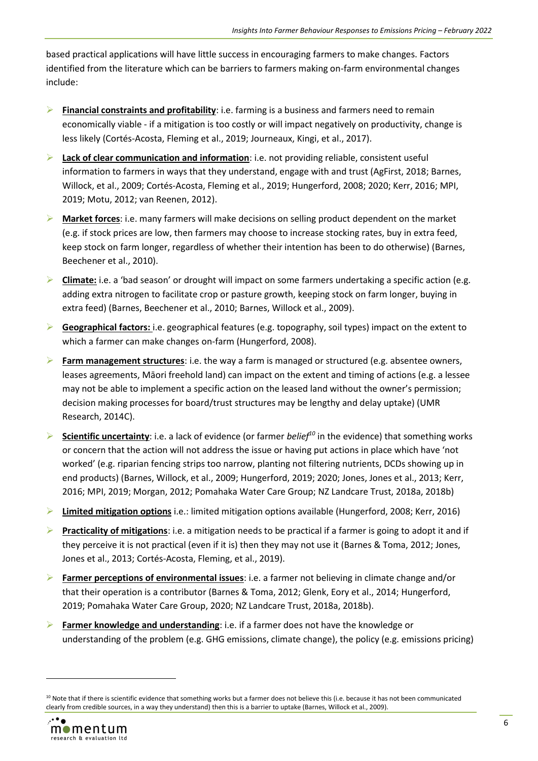based practical applications will have little success in encouraging farmers to make changes. Factors identified from the literature which can be barriers to farmers making on-farm environmental changes include:

- **Financial constraints and profitability**: i.e. farming is a business and farmers need to remain economically viable - if a mitigation is too costly or will impact negatively on productivity, change is less likely (Cortés-Acosta, Fleming et al., 2019; Journeaux, Kingi, et al., 2017).
- **Lack of clear communication and information**: i.e. not providing reliable, consistent useful information to farmers in ways that they understand, engage with and trust (AgFirst, 2018; Barnes, Willock, et al., 2009; Cortés-Acosta, Fleming et al., 2019; Hungerford, 2008; 2020; Kerr, 2016; MPI, 2019; Motu, 2012; van Reenen, 2012).
- **Market forces**: i.e. many farmers will make decisions on selling product dependent on the market (e.g. if stock prices are low, then farmers may choose to increase stocking rates, buy in extra feed, keep stock on farm longer, regardless of whether their intention has been to do otherwise) (Barnes, Beechener et al., 2010).
- **Climate:** i.e. a 'bad season' or drought will impact on some farmers undertaking a specific action (e.g. adding extra nitrogen to facilitate crop or pasture growth, keeping stock on farm longer, buying in extra feed) (Barnes, Beechener et al., 2010; Barnes, Willock et al., 2009).
- **Geographical factors:** i.e. geographical features (e.g. topography, soil types) impact on the extent to which a farmer can make changes on-farm (Hungerford, 2008).
- **Farm management structures**: i.e. the way a farm is managed or structured (e.g. absentee owners, leases agreements, Māori freehold land) can impact on the extent and timing of actions (e.g. a lessee may not be able to implement a specific action on the leased land without the owner's permission; decision making processes for board/trust structures may be lengthy and delay uptake) (UMR Research, 2014C).
- **Scientific uncertainty**: i.e. a lack of evidence (or farmer *belief*[10] in the evidence) that something works or concern that the action will not address the issue or having put actions in place which have 'not worked' (e.g. riparian fencing strips too narrow, planting not filtering nutrients, DCDs showing up in end products) (Barnes, Willock, et al., 2009; Hungerford, 2019; 2020; Jones, Jones et al., 2013; Kerr, 2016; MPI, 2019; Morgan, 2012; Pomahaka Water Care Group; NZ Landcare Trust, 2018a, 2018b)
- **Limited mitigation options** i.e.: limited mitigation options available (Hungerford, 2008; Kerr, 2016)
- **Practicality of mitigations**: i.e. a mitigation needs to be practical if a farmer is going to adopt it and if they perceive it is not practical (even if it is) then they may not use it (Barnes & Toma, 2012; Jones, Jones et al., 2013; Cortés-Acosta, Fleming, et al., 2019).
- **Farmer perceptions of environmental issues**: i.e. a farmer not believing in climate change and/or that their operation is a contributor (Barnes & Toma, 2012; Glenk, Eory et al., 2014; Hungerford, 2019; Pomahaka Water Care Group, 2020; NZ Landcare Trust, 2018a, 2018b).
- **Farmer knowledge and understanding**: i.e. if a farmer does not have the knowledge or understanding of the problem (e.g. GHG emissions, climate change), the policy (e.g. emissions pricing)

[10] Note that if there is scientific evidence that something works but a farmer does not believe this (i.e. because it has not been communicated clearly from credible sources, in a way they understand) then this is a barrier to uptake (Barnes, Willock et al., 2009).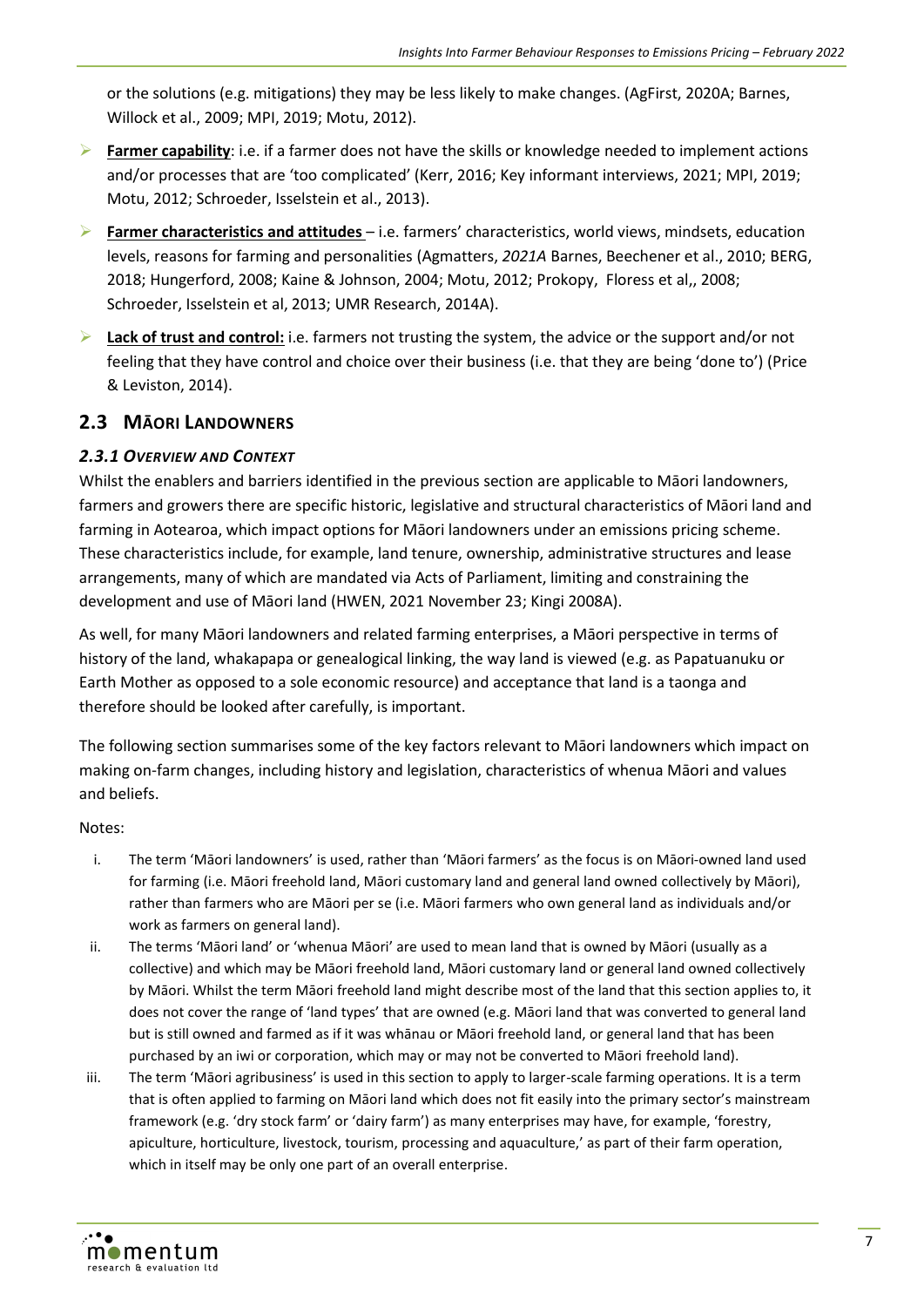or the solutions (e.g. mitigations) they may be less likely to make changes. (AgFirst, 2020A; Barnes, Willock et al., 2009; MPI, 2019; Motu, 2012).

- **Farmer capability**: i.e. if a farmer does not have the skills or knowledge needed to implement actions and/or processes that are 'too complicated' (Kerr, 2016; Key informant interviews, 2021; MPI, 2019; Motu, 2012; Schroeder, Isselstein et al., 2013).
- **Farmer characteristics and attitudes** – i.e. farmers' characteristics, world views, mindsets, education levels, reasons for farming and personalities (Agmatters, *2021A* Barnes, Beechener et al., 2010; BERG, 2018; Hungerford, 2008; Kaine & Johnson, 2004; Motu, 2012; Prokopy, Floress et al,, 2008; Schroeder, Isselstein et al, 2013; UMR Research, 2014A).
- **Lack of trust and control:** i.e. farmers not trusting the system, the advice or the support and/or not feeling that they have control and choice over their business (i.e. that they are being 'done to') (Price & Leviston, 2014).

## 2.3 Māori Landowners

### *2.3.1 Overview and Context*

Whilst the enablers and barriers identified in the previous section are applicable to Māori landowners, farmers and growers there are specific historic, legislative and structural characteristics of Māori land and farming in Aotearoa, which impact options for Māori landowners under an emissions pricing scheme. These characteristics include, for example, land tenure, ownership, administrative structures and lease arrangements, many of which are mandated via Acts of Parliament, limiting and constraining the development and use of Māori land (HWEN, 2021 November 23; Kingi 2008A).

As well, for many Māori landowners and related farming enterprises, a Māori perspective in terms of history of the land, whakapapa or genealogical linking, the way land is viewed (e.g. as Papatuanuku or Earth Mother as opposed to a sole economic resource) and acceptance that land is a taonga and therefore should be looked after carefully, is important.

The following section summarises some of the key factors relevant to Māori landowners which impact on making on-farm changes, including history and legislation, characteristics of whenua Māori and values and beliefs.

Notes:

i. The term 'Māori landowners' is used, rather than 'Māori farmers' as the focus is on Māori-owned land used for farming (i.e. Māori freehold land, Māori customary land and general land owned collectively by Māori), rather than farmers who are Māori per se (i.e. Māori farmers who own general land as individuals and/or work as farmers on general land).

ii. The terms 'Māori land' or 'whenua Māori' are used to mean land that is owned by Māori (usually as a collective) and which may be Māori freehold land, Māori customary land or general land owned collectively by Māori. Whilst the term Māori freehold land might describe most of the land that this section applies to, it does not cover the range of 'land types' that are owned (e.g. Māori land that was converted to general land but is still owned and farmed as if it was whānau or Māori freehold land, or general land that has been purchased by an iwi or corporation, which may or may not be converted to Māori freehold land).

iii. The term 'Māori agribusiness' is used in this section to apply to larger-scale farming operations. It is a term that is often applied to farming on Māori land which does not fit easily into the primary sector's mainstream framework (e.g. 'dry stock farm' or 'dairy farm') as many enterprises may have, for example, 'forestry, apiculture, horticulture, livestock, tourism, processing and aquaculture,' as part of their farm operation, which in itself may be only one part of an overall enterprise.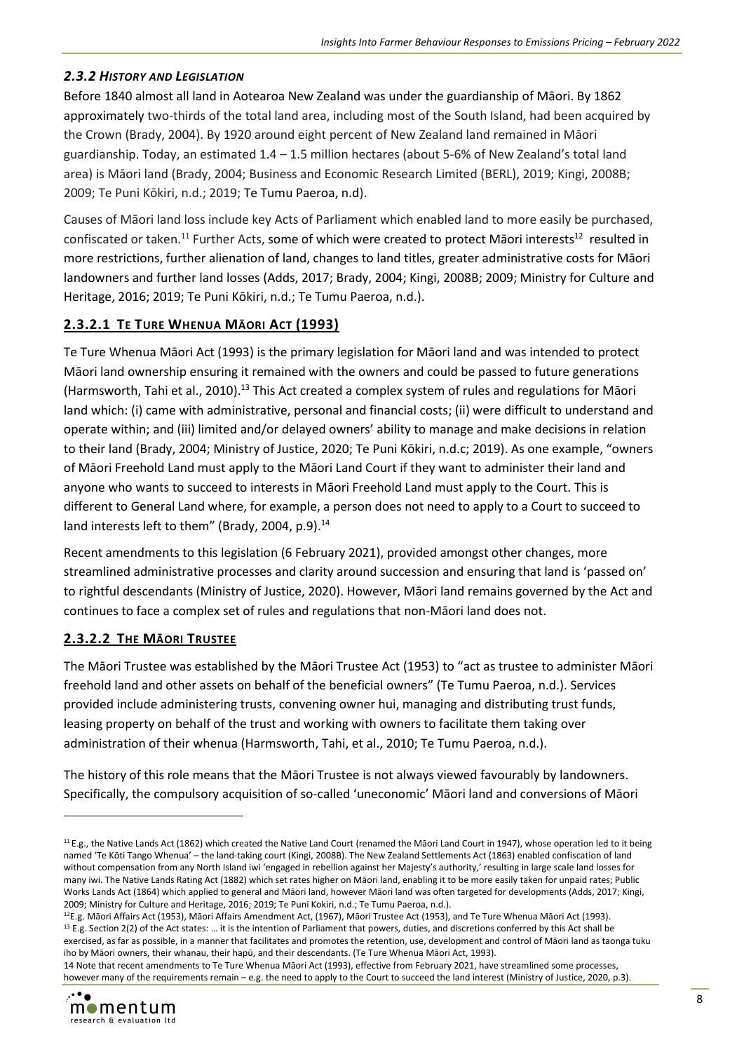### *2.3.2 History and Legislation*

Before 1840 almost all land in Aotearoa New Zealand was under the guardianship of Māori. By 1862 approximately two-thirds of the total land area, including most of the South Island, had been acquired by the Crown (Brady, 2004). By 1920 around eight percent of New Zealand land remained in Māori guardianship. Today, an estimated 1.4 – 1.5 million hectares (about 5-6% of New Zealand's total land area) is Māori land (Brady, 2004; Business and Economic Research Limited (BERL), 2019; Kingi, 2008B; 2009; Te Puni Kōkiri, n.d.; 2019; Te Tumu Paeroa, n.d).

Causes of Māori land loss include key Acts of Parliament which enabled land to more easily be purchased, confiscated or taken.[11] Further Acts, some of which were created to protect Māori interests[12] resulted in more restrictions, further alienation of land, changes to land titles, greater administrative costs for Māori landowners and further land losses (Adds, 2017; Brady, 2004; Kingi, 2008B; 2009; Ministry for Culture and Heritage, 2016; 2019; Te Puni Kōkiri, n.d.; Te Tumu Paeroa, n.d.).

#### 2.3.2.1 Te Ture Whenua Māori Act (1993)

Te Ture Whenua Māori Act (1993) is the primary legislation for Māori land and was intended to protect Māori land ownership ensuring it remained with the owners and could be passed to future generations (Harmsworth, Tahi et al., 2010).[13] This Act created a complex system of rules and regulations for Māori land which: (i) came with administrative, personal and financial costs; (ii) were difficult to understand and operate within; and (iii) limited and/or delayed owners' ability to manage and make decisions in relation to their land (Brady, 2004; Ministry of Justice, 2020; Te Puni Kōkiri, n.d.c; 2019). As one example, "owners of Māori Freehold Land must apply to the Māori Land Court if they want to administer their land and anyone who wants to succeed to interests in Māori Freehold Land must apply to the Court. This is different to General Land where, for example, a person does not need to apply to a Court to succeed to land interests left to them" (Brady, 2004, p.9).[14]

Recent amendments to this legislation (6 February 2021), provided amongst other changes, more streamlined administrative processes and clarity around succession and ensuring that land is 'passed on' to rightful descendants (Ministry of Justice, 2020). However, Māori land remains governed by the Act and continues to face a complex set of rules and regulations that non-Māori land does not.

#### 2.3.2.2 The Māori Trustee

The Māori Trustee was established by the Māori Trustee Act (1953) to "act as trustee to administer Māori freehold land and other assets on behalf of the beneficial owners" (Te Tumu Paeroa, n.d.). Services provided include administering trusts, convening owner hui, managing and distributing trust funds, leasing property on behalf of the trust and working with owners to facilitate them taking over administration of their whenua (Harmsworth, Tahi, et al., 2010; Te Tumu Paeroa, n.d.).

The history of this role means that the Māori Trustee is not always viewed favourably by landowners. Specifically, the compulsory acquisition of so-called 'uneconomic' Māori land and conversions of Māori

---

[11] E.g., the Native Lands Act (1862) which created the Native Land Court (renamed the Māori Land Court in 1947), whose operation led to it being named 'Te Kōti Tango Whenua' – the land-taking court (Kingi, 2008B). The New Zealand Settlements Act (1863) enabled confiscation of land without compensation from any North Island iwi 'engaged in rebellion against her Majesty's authority,' resulting in large scale land losses for many iwi. The Native Lands Rating Act (1882) which set rates higher on Māori land, enabling it to be more easily taken for unpaid rates; Public Works Lands Act (1864) which applied to general and Māori land, however Māori land was often targeted for developments (Adds, 2017; Kingi, 2009; Ministry for Culture and Heritage, 2016; 2019; Te Puni Kokiri, n.d.; Te Tumu Paeroa, n.d.).

[12] E.g. Māori Affairs Act (1953), Māori Affairs Amendment Act, (1967), Māori Trustee Act (1953), and Te Ture Whenua Māori Act (1993).

[13] E.g. Section 2(2) of the Act states: … it is the intention of Parliament that powers, duties, and discretions conferred by this Act shall be exercised, as far as possible, in a manner that facilitates and promotes the retention, use, development and control of Māori land as taonga tuku iho by Māori owners, their whanau, their hapū, and their descendants. (Te Ture Whenua Māori Act, 1993).

[14] Note that recent amendments to Te Ture Whenua Māori Act (1993), effective from February 2021, have streamlined some processes, however many of the requirements remain – e.g. the need to apply to the Court to succeed the land interest (Ministry of Justice, 2020, p.3).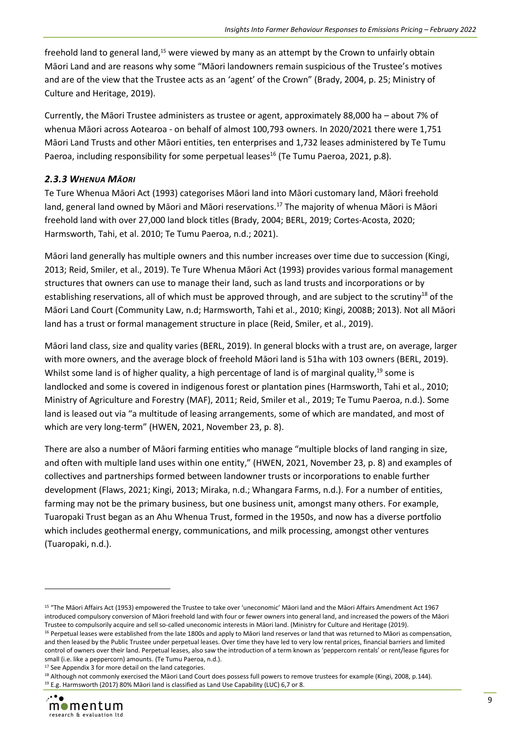freehold land to general land,[15] were viewed by many as an attempt by the Crown to unfairly obtain Māori Land and are reasons why some "Māori landowners remain suspicious of the Trustee's motives and are of the view that the Trustee acts as an 'agent' of the Crown" (Brady, 2004, p. 25; Ministry of Culture and Heritage, 2019).

Currently, the Māori Trustee administers as trustee or agent, approximately 88,000 ha – about 7% of whenua Māori across Aotearoa - on behalf of almost 100,793 owners. In 2020/2021 there were 1,751 Māori Land Trusts and other Māori entities, ten enterprises and 1,732 leases administered by Te Tumu Paeroa, including responsibility for some perpetual leases[16] (Te Tumu Paeroa, 2021, p.8).

### *2.3.3 Whenua Māori*

Te Ture Whenua Māori Act (1993) categorises Māori land into Māori customary land, Māori freehold land, general land owned by Māori and Māori reservations.[17] The majority of whenua Māori is Māori freehold land with over 27,000 land block titles (Brady, 2004; BERL, 2019; Cortes-Acosta, 2020; Harmsworth, Tahi, et al. 2010; Te Tumu Paeroa, n.d.; 2021).

Māori land generally has multiple owners and this number increases over time due to succession (Kingi, 2013; Reid, Smiler, et al., 2019). Te Ture Whenua Māori Act (1993) provides various formal management structures that owners can use to manage their land, such as land trusts and incorporations or by establishing reservations, all of which must be approved through, and are subject to the scrutiny[18] of the Māori Land Court (Community Law, n.d; Harmsworth, Tahi et al., 2010; Kingi, 2008B; 2013). Not all Māori land has a trust or formal management structure in place (Reid, Smiler, et al., 2019).

Māori land class, size and quality varies (BERL, 2019). In general blocks with a trust are, on average, larger with more owners, and the average block of freehold Māori land is 51ha with 103 owners (BERL, 2019). Whilst some land is of higher quality, a high percentage of land is of marginal quality,[19] some is landlocked and some is covered in indigenous forest or plantation pines (Harmsworth, Tahi et al., 2010; Ministry of Agriculture and Forestry (MAF), 2011; Reid, Smiler et al., 2019; Te Tumu Paeroa, n.d.). Some land is leased out via "a multitude of leasing arrangements, some of which are mandated, and most of which are very long-term" (HWEN, 2021, November 23, p. 8).

There are also a number of Māori farming entities who manage "multiple blocks of land ranging in size, and often with multiple land uses within one entity," (HWEN, 2021, November 23, p. 8) and examples of collectives and partnerships formed between landowner trusts or incorporations to enable further development (Flaws, 2021; Kingi, 2013; Miraka, n.d.; Whangara Farms, n.d.). For a number of entities, farming may not be the primary business, but one business unit, amongst many others. For example, Tuaropaki Trust began as an Ahu Whenua Trust, formed in the 1950s, and now has a diverse portfolio which includes geothermal energy, communications, and milk processing, amongst other ventures (Tuaropaki, n.d.).

---

[15] "The Māori Affairs Act (1953) empowered the Trustee to take over 'uneconomic' Māori land and the Māori Affairs Amendment Act 1967 introduced compulsory conversion of Māori freehold land with four or fewer owners into general land, and increased the powers of the Māori Trustee to compulsorily acquire and sell so-called uneconomic interests in Māori land. (Ministry for Culture and Heritage (2019).

[16] Perpetual leases were established from the late 1800s and apply to Māori land reserves or land that was returned to Māori as compensation, and then leased by the Public Trustee under perpetual leases. Over time they have led to very low rental prices, financial barriers and limited control of owners over their land. Perpetual leases, also saw the introduction of a term known as 'peppercorn rentals' or rent/lease figures for small (i.e. like a peppercorn) amounts. (Te Tumu Paeroa, n.d.).

[17] See Appendix 3 for more detail on the land categories.

[18] Although not commonly exercised the Māori Land Court does possess full powers to remove trustees for example (Kingi, 2008, p.144).

[19] E.g. Harmsworth (2017) 80% Māori land is classified as Land Use Capability (LUC) 6,7 or 8.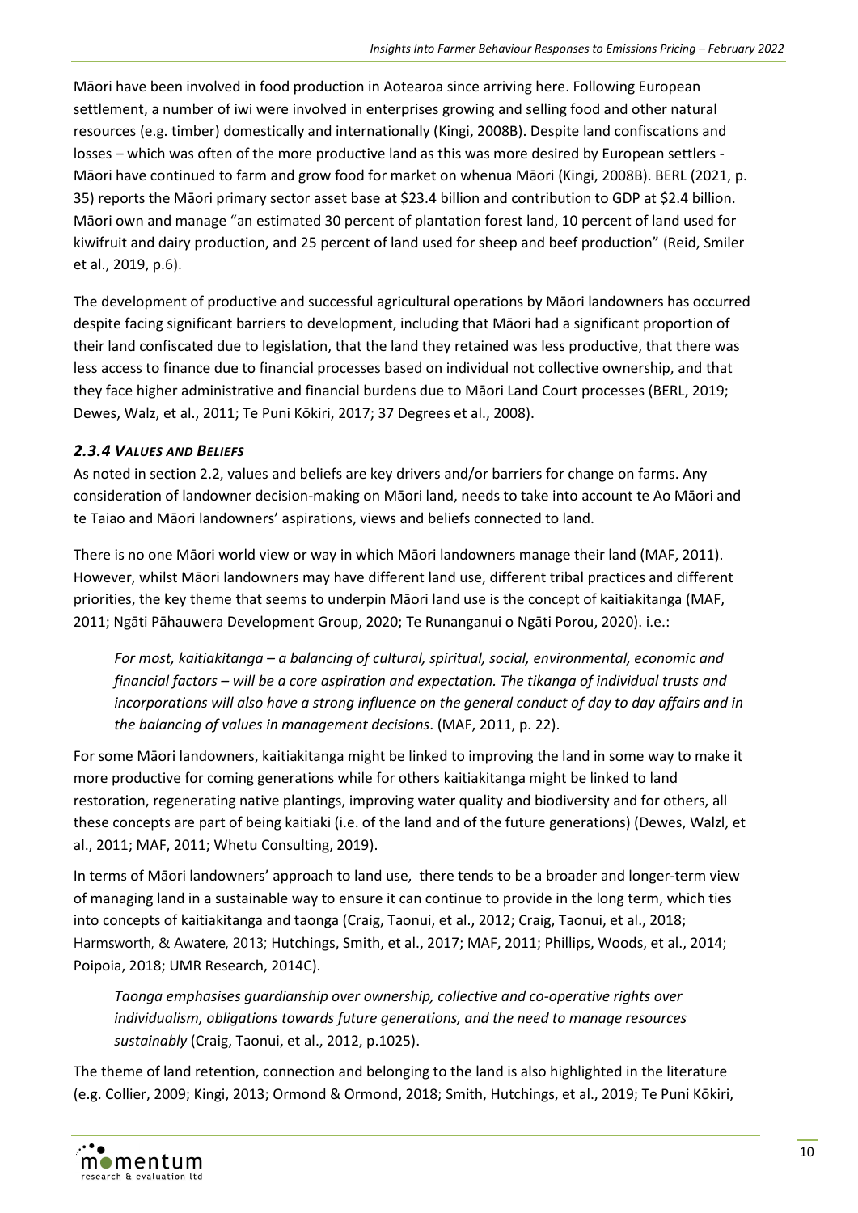Māori have been involved in food production in Aotearoa since arriving here. Following European settlement, a number of iwi were involved in enterprises growing and selling food and other natural resources (e.g. timber) domestically and internationally (Kingi, 2008B). Despite land confiscations and losses – which was often of the more productive land as this was more desired by European settlers - Māori have continued to farm and grow food for market on whenua Māori (Kingi, 2008B). BERL (2021, p. 35) reports the Māori primary sector asset base at $23.4 billion and contribution to GDP at $2.4 billion. Māori own and manage "an estimated 30 percent of plantation forest land, 10 percent of land used for kiwifruit and dairy production, and 25 percent of land used for sheep and beef production" (Reid, Smiler et al., 2019, p.6).

The development of productive and successful agricultural operations by Māori landowners has occurred despite facing significant barriers to development, including that Māori had a significant proportion of their land confiscated due to legislation, that the land they retained was less productive, that there was less access to finance due to financial processes based on individual not collective ownership, and that they face higher administrative and financial burdens due to Māori Land Court processes (BERL, 2019; Dewes, Walz, et al., 2011; Te Puni Kōkiri, 2017; 37 Degrees et al., 2008).

### *2.3.4 Values and Beliefs*

As noted in section 2.2, values and beliefs are key drivers and/or barriers for change on farms. Any consideration of landowner decision-making on Māori land, needs to take into account te Ao Māori and te Taiao and Māori landowners' aspirations, views and beliefs connected to land.

There is no one Māori world view or way in which Māori landowners manage their land (MAF, 2011). However, whilst Māori landowners may have different land use, different tribal practices and different priorities, the key theme that seems to underpin Māori land use is the concept of kaitiakitanga (MAF, 2011; Ngāti Pāhauwera Development Group, 2020; Te Runanganui o Ngāti Porou, 2020). i.e.:

> *For most, kaitiakitanga – a balancing of cultural, spiritual, social, environmental, economic and financial factors – will be a core aspiration and expectation. The tikanga of individual trusts and incorporations will also have a strong influence on the general conduct of day to day affairs and in the balancing of values in management decisions*. (MAF, 2011, p. 22).

For some Māori landowners, kaitiakitanga might be linked to improving the land in some way to make it more productive for coming generations while for others kaitiakitanga might be linked to land restoration, regenerating native plantings, improving water quality and biodiversity and for others, all these concepts are part of being kaitiaki (i.e. of the land and of the future generations) (Dewes, Walzl, et al., 2011; MAF, 2011; Whetu Consulting, 2019).

In terms of Māori landowners' approach to land use, there tends to be a broader and longer-term view of managing land in a sustainable way to ensure it can continue to provide in the long term, which ties into concepts of kaitiakitanga and taonga (Craig, Taonui, et al., 2012; Craig, Taonui, et al., 2018; Harmsworth, & Awatere, 2013; Hutchings, Smith, et al., 2017; MAF, 2011; Phillips, Woods, et al., 2014; Poipoia, 2018; UMR Research, 2014C).

> *Taonga emphasises guardianship over ownership, collective and co-operative rights over individualism, obligations towards future generations, and the need to manage resources sustainably* (Craig, Taonui, et al., 2012, p.1025).

The theme of land retention, connection and belonging to the land is also highlighted in the literature (e.g. Collier, 2009; Kingi, 2013; Ormond & Ormond, 2018; Smith, Hutchings, et al., 2019; Te Puni Kōkiri,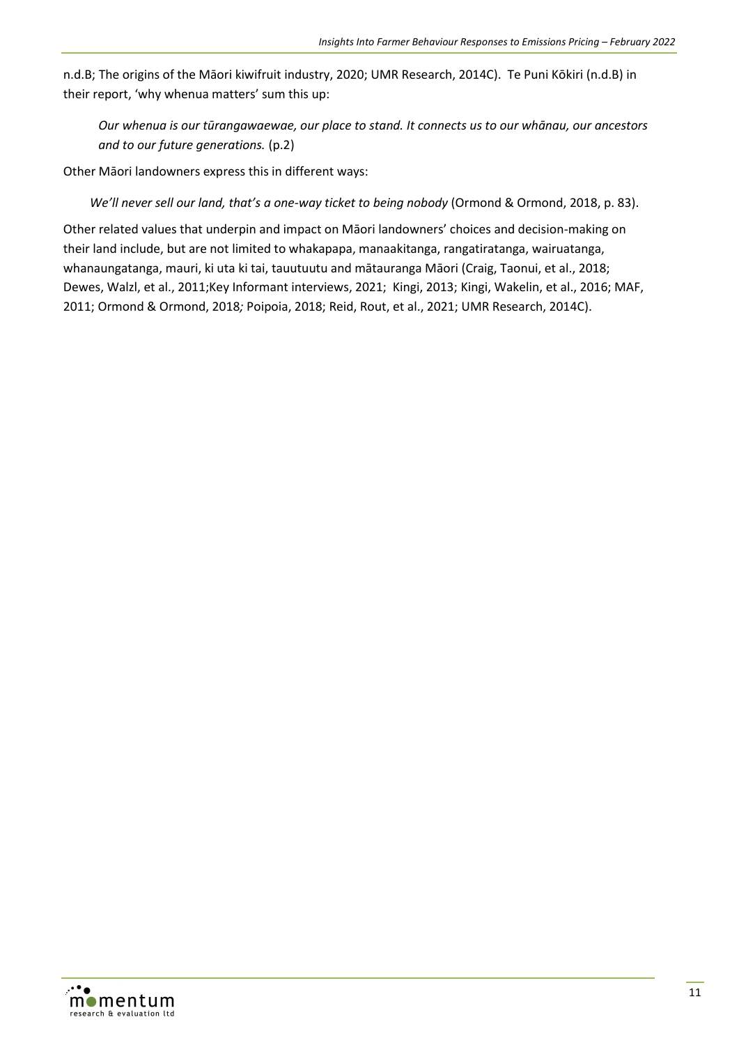n.d.B; The origins of the Māori kiwifruit industry, 2020; UMR Research, 2014C). Te Puni Kōkiri (n.d.B) in their report, 'why whenua matters' sum this up:

> *Our whenua is our tūrangawaewae, our place to stand. It connects us to our whānau, our ancestors and to our future generations.* (p.2)

Other Māori landowners express this in different ways:

> *We'll never sell our land, that's a one-way ticket to being nobody* (Ormond & Ormond, 2018, p. 83).

Other related values that underpin and impact on Māori landowners' choices and decision-making on their land include, but are not limited to whakapapa, manaakitanga, rangatiratanga, wairuatanga, whanaungatanga, mauri, ki uta ki tai, tauutuutu and mātauranga Māori (Craig, Taonui, et al., 2018; Dewes, Walzl, et al., 2011;Key Informant interviews, 2021; Kingi, 2013; Kingi, Wakelin, et al., 2016; MAF, 2011; Ormond & Ormond, 2018*;* Poipoia, 2018; Reid, Rout, et al., 2021; UMR Research, 2014C).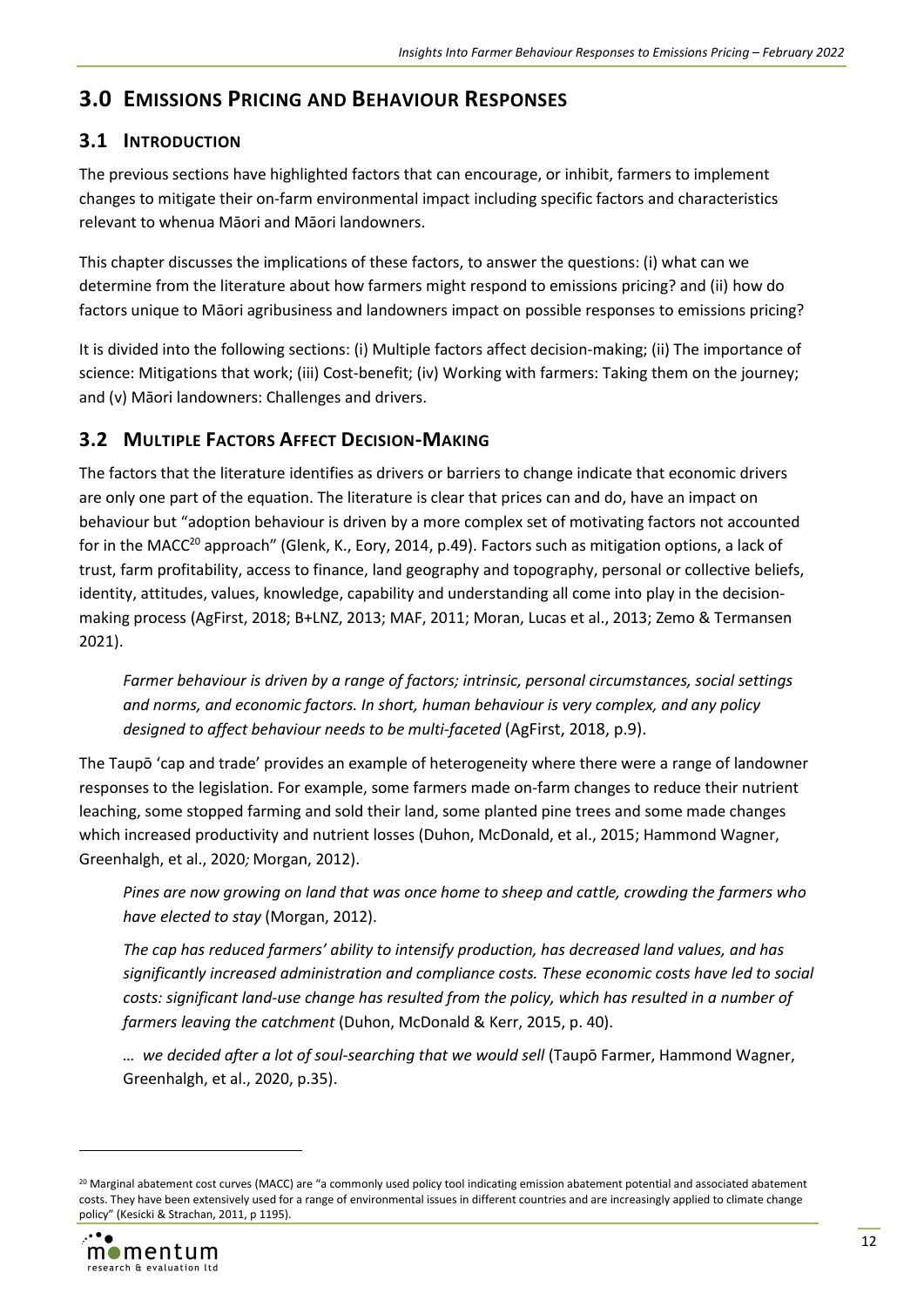# 3.0 Emissions Pricing and Behaviour Responses

## 3.1 Introduction

The previous sections have highlighted factors that can encourage, or inhibit, farmers to implement changes to mitigate their on-farm environmental impact including specific factors and characteristics relevant to whenua Māori and Māori landowners.

This chapter discusses the implications of these factors, to answer the questions: (i) what can we determine from the literature about how farmers might respond to emissions pricing? and (ii) how do factors unique to Māori agribusiness and landowners impact on possible responses to emissions pricing?

It is divided into the following sections: (i) Multiple factors affect decision-making; (ii) The importance of science: Mitigations that work; (iii) Cost-benefit; (iv) Working with farmers: Taking them on the journey; and (v) Māori landowners: Challenges and drivers.

## 3.2 Multiple Factors Affect Decision-Making

The factors that the literature identifies as drivers or barriers to change indicate that economic drivers are only one part of the equation. The literature is clear that prices can and do, have an impact on behaviour but "adoption behaviour is driven by a more complex set of motivating factors not accounted for in the MACC[20] approach" (Glenk, K., Eory, 2014, p.49). Factors such as mitigation options, a lack of trust, farm profitability, access to finance, land geography and topography, personal or collective beliefs, identity, attitudes, values, knowledge, capability and understanding all come into play in the decision-making process (AgFirst, 2018; B+LNZ, 2013; MAF, 2011; Moran, Lucas et al., 2013; Zemo & Termansen 2021).

> *Farmer behaviour is driven by a range of factors; intrinsic, personal circumstances, social settings and norms, and economic factors. In short, human behaviour is very complex, and any policy designed to affect behaviour needs to be multi-faceted* (AgFirst, 2018, p.9).

The Taupō 'cap and trade' provides an example of heterogeneity where there were a range of landowner responses to the legislation. For example, some farmers made on-farm changes to reduce their nutrient leaching, some stopped farming and sold their land, some planted pine trees and some made changes which increased productivity and nutrient losses (Duhon, McDonald, et al., 2015; Hammond Wagner, Greenhalgh, et al., 2020*;* Morgan, 2012).

> *Pines are now growing on land that was once home to sheep and cattle, crowding the farmers who have elected to stay* (Morgan, 2012).
>
> *The cap has reduced farmers' ability to intensify production, has decreased land values, and has significantly increased administration and compliance costs. These economic costs have led to social costs: significant land-use change has resulted from the policy, which has resulted in a number of farmers leaving the catchment* (Duhon, McDonald & Kerr, 2015, p. 40).
>
> *… we decided after a lot of soul-searching that we would sell* (Taupō Farmer, Hammond Wagner, Greenhalgh, et al., 2020, p.35).

[20] Marginal abatement cost curves (MACC) are "a commonly used policy tool indicating emission abatement potential and associated abatement costs. They have been extensively used for a range of environmental issues in different countries and are increasingly applied to climate change policy" (Kesicki & Strachan, 2011, p 1195).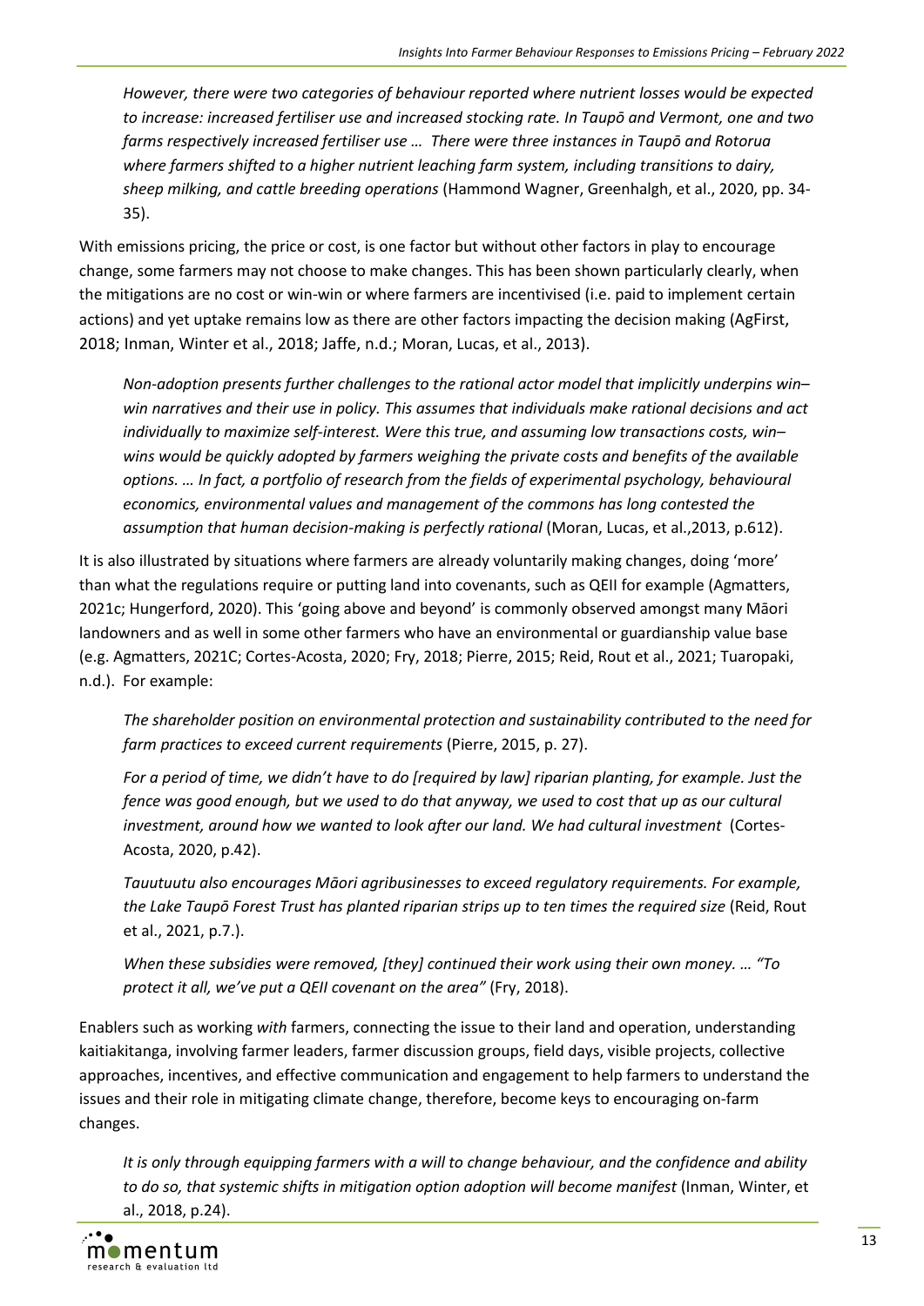*However, there were two categories of behaviour reported where nutrient losses would be expected to increase: increased fertiliser use and increased stocking rate. In Taupō and Vermont, one and two farms respectively increased fertiliser use … There were three instances in Taupō and Rotorua where farmers shifted to a higher nutrient leaching farm system, including transitions to dairy, sheep milking, and cattle breeding operations* (Hammond Wagner, Greenhalgh, et al., 2020, pp. 34-35).

With emissions pricing, the price or cost, is one factor but without other factors in play to encourage change, some farmers may not choose to make changes. This has been shown particularly clearly, when the mitigations are no cost or win-win or where farmers are incentivised (i.e. paid to implement certain actions) and yet uptake remains low as there are other factors impacting the decision making (AgFirst, 2018; Inman, Winter et al., 2018; Jaffe, n.d.; Moran, Lucas, et al., 2013).

*Non-adoption presents further challenges to the rational actor model that implicitly underpins win–win narratives and their use in policy. This assumes that individuals make rational decisions and act individually to maximize self-interest. Were this true, and assuming low transactions costs, win–wins would be quickly adopted by farmers weighing the private costs and benefits of the available options. … In fact, a portfolio of research from the fields of experimental psychology, behavioural economics, environmental values and management of the commons has long contested the assumption that human decision-making is perfectly rational* (Moran, Lucas, et al.,2013, p.612).

It is also illustrated by situations where farmers are already voluntarily making changes, doing 'more' than what the regulations require or putting land into covenants, such as QEII for example (Agmatters, 2021c; Hungerford, 2020). This 'going above and beyond' is commonly observed amongst many Māori landowners and as well in some other farmers who have an environmental or guardianship value base (e.g. Agmatters, 2021C; Cortes-Acosta, 2020; Fry, 2018; Pierre, 2015; Reid, Rout et al., 2021; Tuaropaki, n.d.). For example:

*The shareholder position on environmental protection and sustainability contributed to the need for farm practices to exceed current requirements* (Pierre, 2015, p. 27).

*For a period of time, we didn't have to do [required by law] riparian planting, for example. Just the fence was good enough, but we used to do that anyway, we used to cost that up as our cultural investment, around how we wanted to look after our land. We had cultural investment* (Cortes-Acosta, 2020, p.42).

*Tauutuutu also encourages Māori agribusinesses to exceed regulatory requirements. For example, the Lake Taupō Forest Trust has planted riparian strips up to ten times the required size* (Reid, Rout et al., 2021, p.7.).

*When these subsidies were removed, [they] continued their work using their own money. … "To protect it all, we've put a QEII covenant on the area"* (Fry, 2018).

Enablers such as working *with* farmers, connecting the issue to their land and operation, understanding kaitiakitanga, involving farmer leaders, farmer discussion groups, field days, visible projects, collective approaches, incentives, and effective communication and engagement to help farmers to understand the issues and their role in mitigating climate change, therefore, become keys to encouraging on-farm changes.

*It is only through equipping farmers with a will to change behaviour, and the confidence and ability to do so, that systemic shifts in mitigation option adoption will become manifest* (Inman, Winter, et al., 2018, p.24).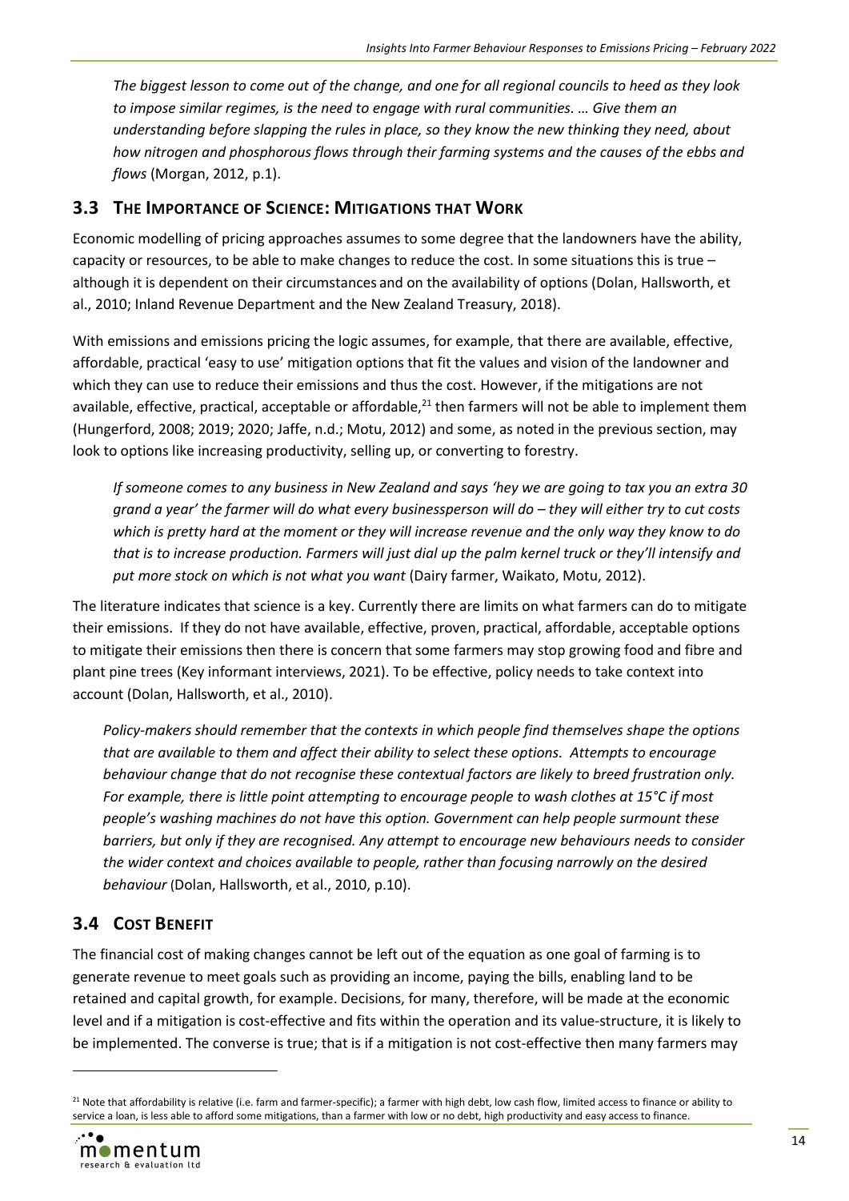*The biggest lesson to come out of the change, and one for all regional councils to heed as they look to impose similar regimes, is the need to engage with rural communities. … Give them an understanding before slapping the rules in place, so they know the new thinking they need, about how nitrogen and phosphorous flows through their farming systems and the causes of the ebbs and flows* (Morgan, 2012, p.1).

## 3.3 The Importance of Science: Mitigations that Work

Economic modelling of pricing approaches assumes to some degree that the landowners have the ability, capacity or resources, to be able to make changes to reduce the cost. In some situations this is true – although it is dependent on their circumstances and on the availability of options (Dolan, Hallsworth, et al., 2010; Inland Revenue Department and the New Zealand Treasury, 2018).

With emissions and emissions pricing the logic assumes, for example, that there are available, effective, affordable, practical 'easy to use' mitigation options that fit the values and vision of the landowner and which they can use to reduce their emissions and thus the cost. However, if the mitigations are not available, effective, practical, acceptable or affordable,[21] then farmers will not be able to implement them (Hungerford, 2008; 2019; 2020; Jaffe, n.d.; Motu, 2012) and some, as noted in the previous section, may look to options like increasing productivity, selling up, or converting to forestry.

*If someone comes to any business in New Zealand and says 'hey we are going to tax you an extra 30 grand a year' the farmer will do what every businessperson will do – they will either try to cut costs which is pretty hard at the moment or they will increase revenue and the only way they know to do that is to increase production. Farmers will just dial up the palm kernel truck or they'll intensify and put more stock on which is not what you want* (Dairy farmer, Waikato, Motu, 2012).

The literature indicates that science is a key. Currently there are limits on what farmers can do to mitigate their emissions. If they do not have available, effective, proven, practical, affordable, acceptable options to mitigate their emissions then there is concern that some farmers may stop growing food and fibre and plant pine trees (Key informant interviews, 2021). To be effective, policy needs to take context into account (Dolan, Hallsworth, et al., 2010).

*Policy-makers should remember that the contexts in which people find themselves shape the options that are available to them and affect their ability to select these options. Attempts to encourage behaviour change that do not recognise these contextual factors are likely to breed frustration only. For example, there is little point attempting to encourage people to wash clothes at 15°C if most people's washing machines do not have this option. Government can help people surmount these barriers, but only if they are recognised. Any attempt to encourage new behaviours needs to consider the wider context and choices available to people, rather than focusing narrowly on the desired behaviour* (Dolan, Hallsworth, et al., 2010, p.10).

## 3.4 Cost Benefit

The financial cost of making changes cannot be left out of the equation as one goal of farming is to generate revenue to meet goals such as providing an income, paying the bills, enabling land to be retained and capital growth, for example. Decisions, for many, therefore, will be made at the economic level and if a mitigation is cost-effective and fits within the operation and its value-structure, it is likely to be implemented. The converse is true; that is if a mitigation is not cost-effective then many farmers may

[21] Note that affordability is relative (i.e. farm and farmer-specific); a farmer with high debt, low cash flow, limited access to finance or ability to service a loan, is less able to afford some mitigations, than a farmer with low or no debt, high productivity and easy access to finance.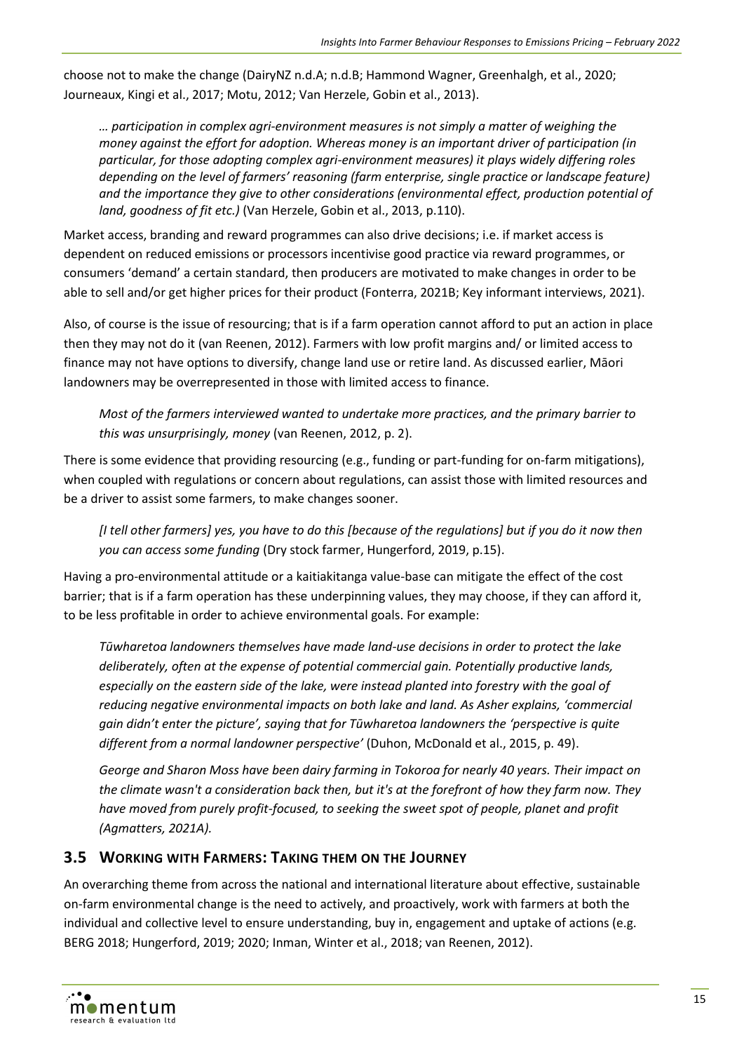choose not to make the change (DairyNZ n.d.A; n.d.B; Hammond Wagner, Greenhalgh, et al., 2020; Journeaux, Kingi et al., 2017; Motu, 2012; Van Herzele, Gobin et al., 2013).

> *… participation in complex agri-environment measures is not simply a matter of weighing the money against the effort for adoption. Whereas money is an important driver of participation (in particular, for those adopting complex agri-environment measures) it plays widely differing roles depending on the level of farmers' reasoning (farm enterprise, single practice or landscape feature) and the importance they give to other considerations (environmental effect, production potential of land, goodness of fit etc.)* (Van Herzele, Gobin et al., 2013, p.110).

Market access, branding and reward programmes can also drive decisions; i.e. if market access is dependent on reduced emissions or processors incentivise good practice via reward programmes, or consumers 'demand' a certain standard, then producers are motivated to make changes in order to be able to sell and/or get higher prices for their product (Fonterra, 2021B; Key informant interviews, 2021).

Also, of course is the issue of resourcing; that is if a farm operation cannot afford to put an action in place then they may not do it (van Reenen, 2012). Farmers with low profit margins and/ or limited access to finance may not have options to diversify, change land use or retire land. As discussed earlier, Māori landowners may be overrepresented in those with limited access to finance.

> *Most of the farmers interviewed wanted to undertake more practices, and the primary barrier to this was unsurprisingly, money* (van Reenen, 2012, p. 2).

There is some evidence that providing resourcing (e.g., funding or part-funding for on-farm mitigations), when coupled with regulations or concern about regulations, can assist those with limited resources and be a driver to assist some farmers, to make changes sooner.

> *[I tell other farmers] yes, you have to do this [because of the regulations] but if you do it now then you can access some funding* (Dry stock farmer, Hungerford, 2019, p.15).

Having a pro-environmental attitude or a kaitiakitanga value-base can mitigate the effect of the cost barrier; that is if a farm operation has these underpinning values, they may choose, if they can afford it, to be less profitable in order to achieve environmental goals. For example:

> *Tūwharetoa landowners themselves have made land-use decisions in order to protect the lake deliberately, often at the expense of potential commercial gain. Potentially productive lands, especially on the eastern side of the lake, were instead planted into forestry with the goal of reducing negative environmental impacts on both lake and land. As Asher explains, 'commercial gain didn't enter the picture', saying that for Tūwharetoa landowners the 'perspective is quite different from a normal landowner perspective'* (Duhon, McDonald et al., 2015, p. 49).
>
> *George and Sharon Moss have been dairy farming in Tokoroa for nearly 40 years. Their impact on the climate wasn't a consideration back then, but it's at the forefront of how they farm now. They have moved from purely profit-focused, to seeking the sweet spot of people, planet and profit (Agmatters, 2021A).*

## 3.5 Working with Farmers: Taking them on the Journey

An overarching theme from across the national and international literature about effective, sustainable on-farm environmental change is the need to actively, and proactively, work with farmers at both the individual and collective level to ensure understanding, buy in, engagement and uptake of actions (e.g. BERG 2018; Hungerford, 2019; 2020; Inman, Winter et al., 2018; van Reenen, 2012).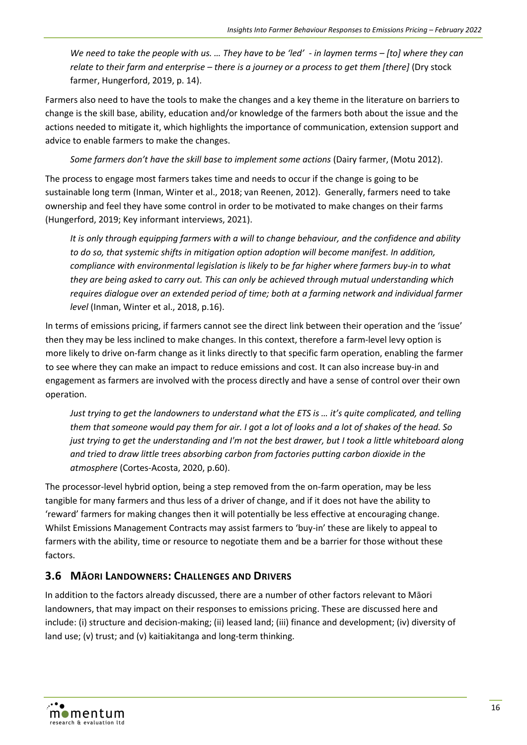*We need to take the people with us. … They have to be 'led' - in laymen terms – [to] where they can relate to their farm and enterprise – there is a journey or a process to get them [there]* (Dry stock farmer, Hungerford, 2019, p. 14).

Farmers also need to have the tools to make the changes and a key theme in the literature on barriers to change is the skill base, ability, education and/or knowledge of the farmers both about the issue and the actions needed to mitigate it, which highlights the importance of communication, extension support and advice to enable farmers to make the changes.

*Some farmers don't have the skill base to implement some actions* (Dairy farmer, (Motu 2012).

The process to engage most farmers takes time and needs to occur if the change is going to be sustainable long term (Inman, Winter et al., 2018; van Reenen, 2012). Generally, farmers need to take ownership and feel they have some control in order to be motivated to make changes on their farms (Hungerford, 2019; Key informant interviews, 2021).

*It is only through equipping farmers with a will to change behaviour, and the confidence and ability to do so, that systemic shifts in mitigation option adoption will become manifest. In addition, compliance with environmental legislation is likely to be far higher where farmers buy-in to what they are being asked to carry out. This can only be achieved through mutual understanding which requires dialogue over an extended period of time; both at a farming network and individual farmer level* (Inman, Winter et al., 2018, p.16).

In terms of emissions pricing, if farmers cannot see the direct link between their operation and the 'issue' then they may be less inclined to make changes. In this context, therefore a farm-level levy option is more likely to drive on-farm change as it links directly to that specific farm operation, enabling the farmer to see where they can make an impact to reduce emissions and cost. It can also increase buy-in and engagement as farmers are involved with the process directly and have a sense of control over their own operation.

*Just trying to get the landowners to understand what the ETS is … it's quite complicated, and telling them that someone would pay them for air. I got a lot of looks and a lot of shakes of the head. So just trying to get the understanding and I'm not the best drawer, but I took a little whiteboard along and tried to draw little trees absorbing carbon from factories putting carbon dioxide in the atmosphere* (Cortes-Acosta, 2020, p.60).

The processor-level hybrid option, being a step removed from the on-farm operation, may be less tangible for many farmers and thus less of a driver of change, and if it does not have the ability to 'reward' farmers for making changes then it will potentially be less effective at encouraging change. Whilst Emissions Management Contracts may assist farmers to 'buy-in' these are likely to appeal to farmers with the ability, time or resource to negotiate them and be a barrier for those without these factors.

## 3.6 Māori Landowners: Challenges and Drivers

In addition to the factors already discussed, there are a number of other factors relevant to Māori landowners, that may impact on their responses to emissions pricing. These are discussed here and include: (i) structure and decision-making; (ii) leased land; (iii) finance and development; (iv) diversity of land use; (v) trust; and (v) kaitiakitanga and long-term thinking.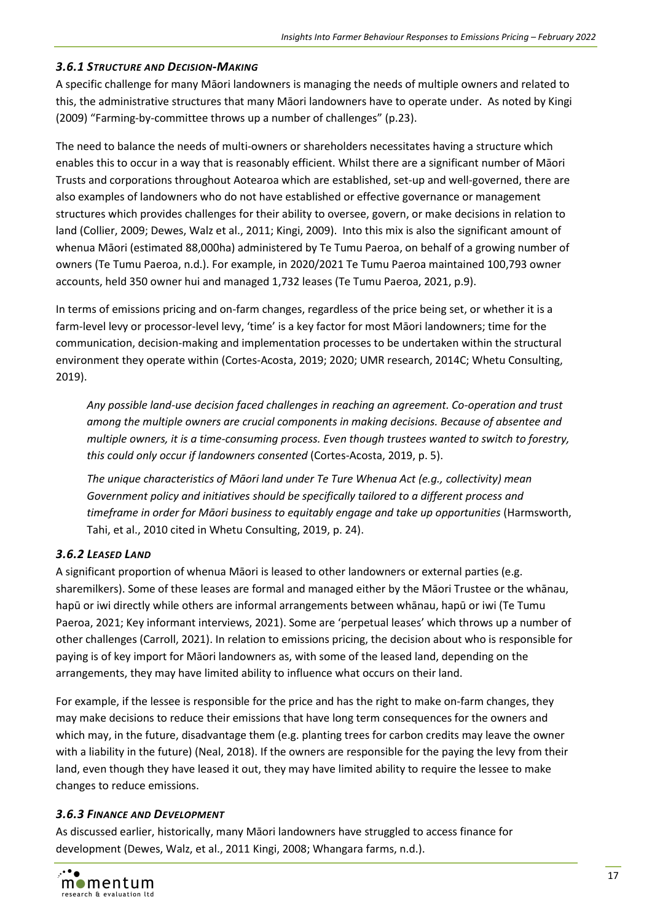### *3.6.1 STRUCTURE AND DECISION-MAKING*

A specific challenge for many Māori landowners is managing the needs of multiple owners and related to this, the administrative structures that many Māori landowners have to operate under. As noted by Kingi (2009) "Farming-by-committee throws up a number of challenges" (p.23).

The need to balance the needs of multi-owners or shareholders necessitates having a structure which enables this to occur in a way that is reasonably efficient. Whilst there are a significant number of Māori Trusts and corporations throughout Aotearoa which are established, set-up and well-governed, there are also examples of landowners who do not have established or effective governance or management structures which provides challenges for their ability to oversee, govern, or make decisions in relation to land (Collier, 2009; Dewes, Walz et al., 2011; Kingi, 2009). Into this mix is also the significant amount of whenua Māori (estimated 88,000ha) administered by Te Tumu Paeroa, on behalf of a growing number of owners (Te Tumu Paeroa, n.d.). For example, in 2020/2021 Te Tumu Paeroa maintained 100,793 owner accounts, held 350 owner hui and managed 1,732 leases (Te Tumu Paeroa, 2021, p.9).

In terms of emissions pricing and on-farm changes, regardless of the price being set, or whether it is a farm-level levy or processor-level levy, 'time' is a key factor for most Māori landowners; time for the communication, decision-making and implementation processes to be undertaken within the structural environment they operate within (Cortes-Acosta, 2019; 2020; UMR research, 2014C; Whetu Consulting, 2019).

> *Any possible land-use decision faced challenges in reaching an agreement. Co-operation and trust among the multiple owners are crucial components in making decisions. Because of absentee and multiple owners, it is a time-consuming process. Even though trustees wanted to switch to forestry, this could only occur if landowners consented* (Cortes-Acosta, 2019, p. 5).
>
> *The unique characteristics of Māori land under Te Ture Whenua Act (e.g., collectivity) mean Government policy and initiatives should be specifically tailored to a different process and timeframe in order for Māori business to equitably engage and take up opportunities* (Harmsworth, Tahi, et al., 2010 cited in Whetu Consulting, 2019, p. 24).

### *3.6.2 LEASED LAND*

A significant proportion of whenua Māori is leased to other landowners or external parties (e.g. sharemilkers). Some of these leases are formal and managed either by the Māori Trustee or the whānau, hapū or iwi directly while others are informal arrangements between whānau, hapū or iwi (Te Tumu Paeroa, 2021; Key informant interviews, 2021). Some are 'perpetual leases' which throws up a number of other challenges (Carroll, 2021). In relation to emissions pricing, the decision about who is responsible for paying is of key import for Māori landowners as, with some of the leased land, depending on the arrangements, they may have limited ability to influence what occurs on their land.

For example, if the lessee is responsible for the price and has the right to make on-farm changes, they may make decisions to reduce their emissions that have long term consequences for the owners and which may, in the future, disadvantage them (e.g. planting trees for carbon credits may leave the owner with a liability in the future) (Neal, 2018). If the owners are responsible for the paying the levy from their land, even though they have leased it out, they may have limited ability to require the lessee to make changes to reduce emissions.

### *3.6.3 FINANCE AND DEVELOPMENT*

As discussed earlier, historically, many Māori landowners have struggled to access finance for development (Dewes, Walz, et al., 2011 Kingi, 2008; Whangara farms, n.d.).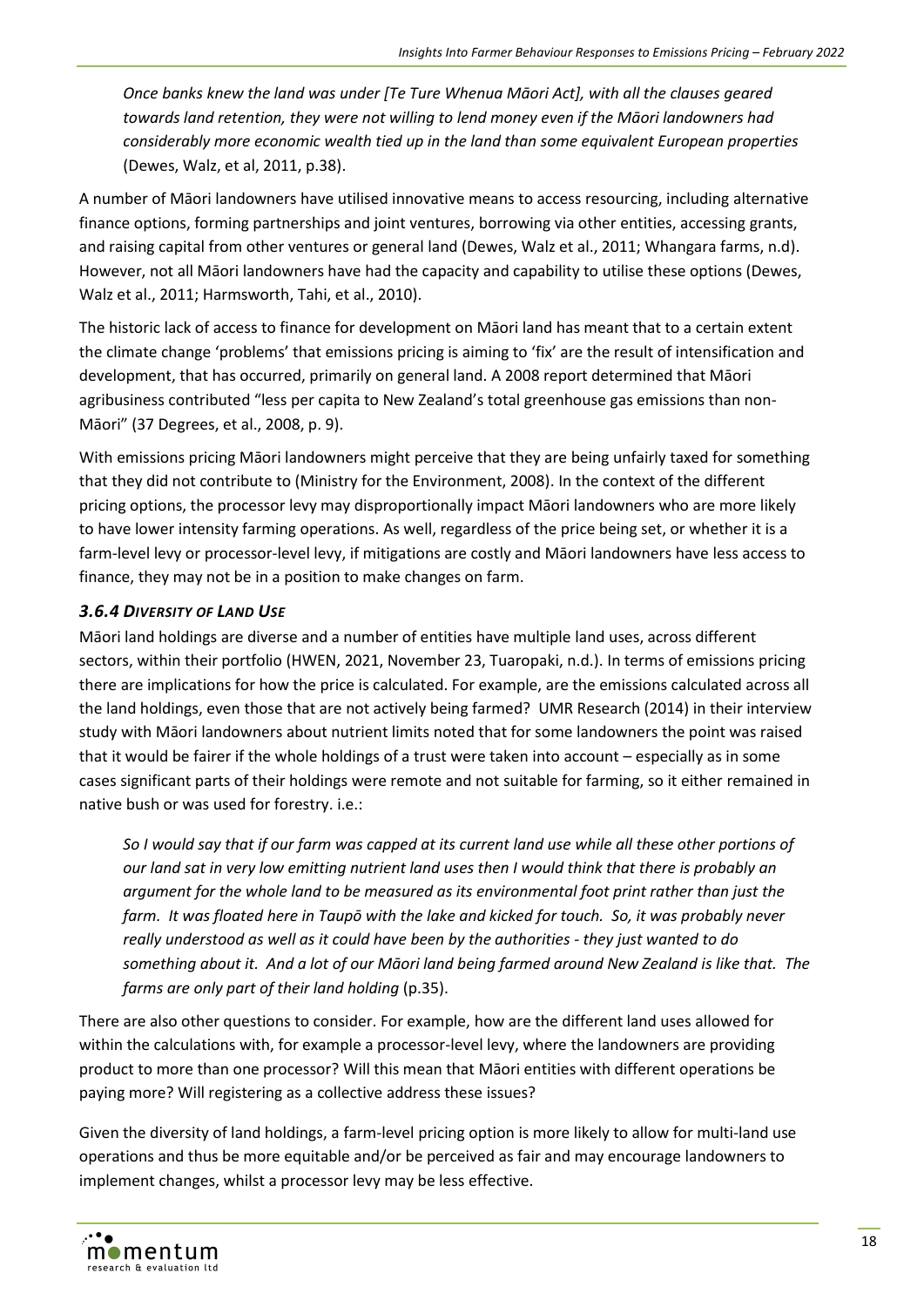*Once banks knew the land was under [Te Ture Whenua Māori Act], with all the clauses geared towards land retention, they were not willing to lend money even if the Māori landowners had considerably more economic wealth tied up in the land than some equivalent European properties* (Dewes, Walz, et al, 2011, p.38).

A number of Māori landowners have utilised innovative means to access resourcing, including alternative finance options, forming partnerships and joint ventures, borrowing via other entities, accessing grants, and raising capital from other ventures or general land (Dewes, Walz et al., 2011; Whangara farms, n.d). However, not all Māori landowners have had the capacity and capability to utilise these options (Dewes, Walz et al., 2011; Harmsworth, Tahi, et al., 2010).

The historic lack of access to finance for development on Māori land has meant that to a certain extent the climate change 'problems' that emissions pricing is aiming to 'fix' are the result of intensification and development, that has occurred, primarily on general land. A 2008 report determined that Māori agribusiness contributed "less per capita to New Zealand's total greenhouse gas emissions than non-Māori" (37 Degrees, et al., 2008, p. 9).

With emissions pricing Māori landowners might perceive that they are being unfairly taxed for something that they did not contribute to (Ministry for the Environment, 2008). In the context of the different pricing options, the processor levy may disproportionally impact Māori landowners who are more likely to have lower intensity farming operations. As well, regardless of the price being set, or whether it is a farm-level levy or processor-level levy, if mitigations are costly and Māori landowners have less access to finance, they may not be in a position to make changes on farm.

### *3.6.4 Diversity of Land Use*

Māori land holdings are diverse and a number of entities have multiple land uses, across different sectors, within their portfolio (HWEN, 2021, November 23, Tuaropaki, n.d.). In terms of emissions pricing there are implications for how the price is calculated. For example, are the emissions calculated across all the land holdings, even those that are not actively being farmed? UMR Research (2014) in their interview study with Māori landowners about nutrient limits noted that for some landowners the point was raised that it would be fairer if the whole holdings of a trust were taken into account – especially as in some cases significant parts of their holdings were remote and not suitable for farming, so it either remained in native bush or was used for forestry. i.e.:

*So I would say that if our farm was capped at its current land use while all these other portions of our land sat in very low emitting nutrient land uses then I would think that there is probably an argument for the whole land to be measured as its environmental foot print rather than just the farm. It was floated here in Taupō with the lake and kicked for touch. So, it was probably never really understood as well as it could have been by the authorities - they just wanted to do something about it. And a lot of our Māori land being farmed around New Zealand is like that. The farms are only part of their land holding* (p.35).

There are also other questions to consider. For example, how are the different land uses allowed for within the calculations with, for example a processor-level levy, where the landowners are providing product to more than one processor? Will this mean that Māori entities with different operations be paying more? Will registering as a collective address these issues?

Given the diversity of land holdings, a farm-level pricing option is more likely to allow for multi-land use operations and thus be more equitable and/or be perceived as fair and may encourage landowners to implement changes, whilst a processor levy may be less effective.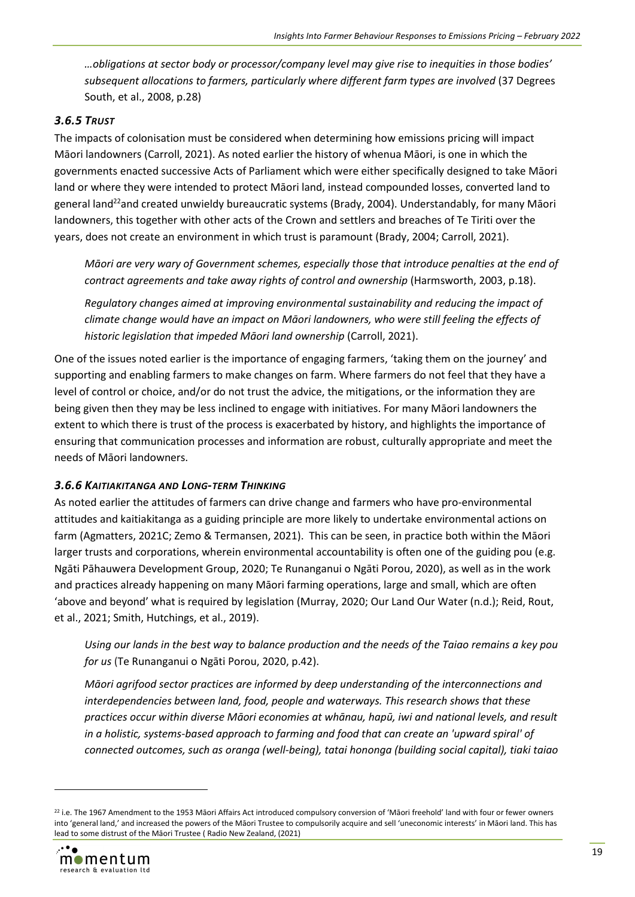*…obligations at sector body or processor/company level may give rise to inequities in those bodies' subsequent allocations to farmers, particularly where different farm types are involved* (37 Degrees South, et al., 2008, p.28)

### *3.6.5 Trust*

The impacts of colonisation must be considered when determining how emissions pricing will impact Māori landowners (Carroll, 2021). As noted earlier the history of whenua Māori, is one in which the governments enacted successive Acts of Parliament which were either specifically designed to take Māori land or where they were intended to protect Māori land, instead compounded losses, converted land to general land[22]and created unwieldy bureaucratic systems (Brady, 2004). Understandably, for many Māori landowners, this together with other acts of the Crown and settlers and breaches of Te Tiriti over the years, does not create an environment in which trust is paramount (Brady, 2004; Carroll, 2021).

> *Māori are very wary of Government schemes, especially those that introduce penalties at the end of contract agreements and take away rights of control and ownership* (Harmsworth, 2003, p.18).
>
> *Regulatory changes aimed at improving environmental sustainability and reducing the impact of climate change would have an impact on Māori landowners, who were still feeling the effects of historic legislation that impeded Māori land ownership* (Carroll, 2021).

One of the issues noted earlier is the importance of engaging farmers, 'taking them on the journey' and supporting and enabling farmers to make changes on farm. Where farmers do not feel that they have a level of control or choice, and/or do not trust the advice, the mitigations, or the information they are being given then they may be less inclined to engage with initiatives. For many Māori landowners the extent to which there is trust of the process is exacerbated by history, and highlights the importance of ensuring that communication processes and information are robust, culturally appropriate and meet the needs of Māori landowners.

### *3.6.6 Kaitiakitanga and Long-term Thinking*

As noted earlier the attitudes of farmers can drive change and farmers who have pro-environmental attitudes and kaitiakitanga as a guiding principle are more likely to undertake environmental actions on farm (Agmatters, 2021C; Zemo & Termansen, 2021). This can be seen, in practice both within the Māori larger trusts and corporations, wherein environmental accountability is often one of the guiding pou (e.g. Ngāti Pāhauwera Development Group, 2020; Te Runanganui o Ngāti Porou, 2020), as well as in the work and practices already happening on many Māori farming operations, large and small, which are often 'above and beyond' what is required by legislation (Murray, 2020; Our Land Our Water (n.d.); Reid, Rout, et al., 2021; Smith, Hutchings, et al., 2019).

> *Using our lands in the best way to balance production and the needs of the Taiao remains a key pou for us* (Te Runanganui o Ngāti Porou, 2020, p.42).
>
> *Māori agrifood sector practices are informed by deep understanding of the interconnections and interdependencies between land, food, people and waterways. This research shows that these practices occur within diverse Māori economies at whānau, hapū, iwi and national levels, and result in a holistic, systems-based approach to farming and food that can create an 'upward spiral' of connected outcomes, such as oranga (well-being), tatai hononga (building social capital), tiaki taiao*

[22] i.e. The 1967 Amendment to the 1953 Māori Affairs Act introduced compulsory conversion of 'Māori freehold' land with four or fewer owners into 'general land,' and increased the powers of the Māori Trustee to compulsorily acquire and sell 'uneconomic interests' in Māori land. This has lead to some distrust of the Māori Trustee ( Radio New Zealand, (2021)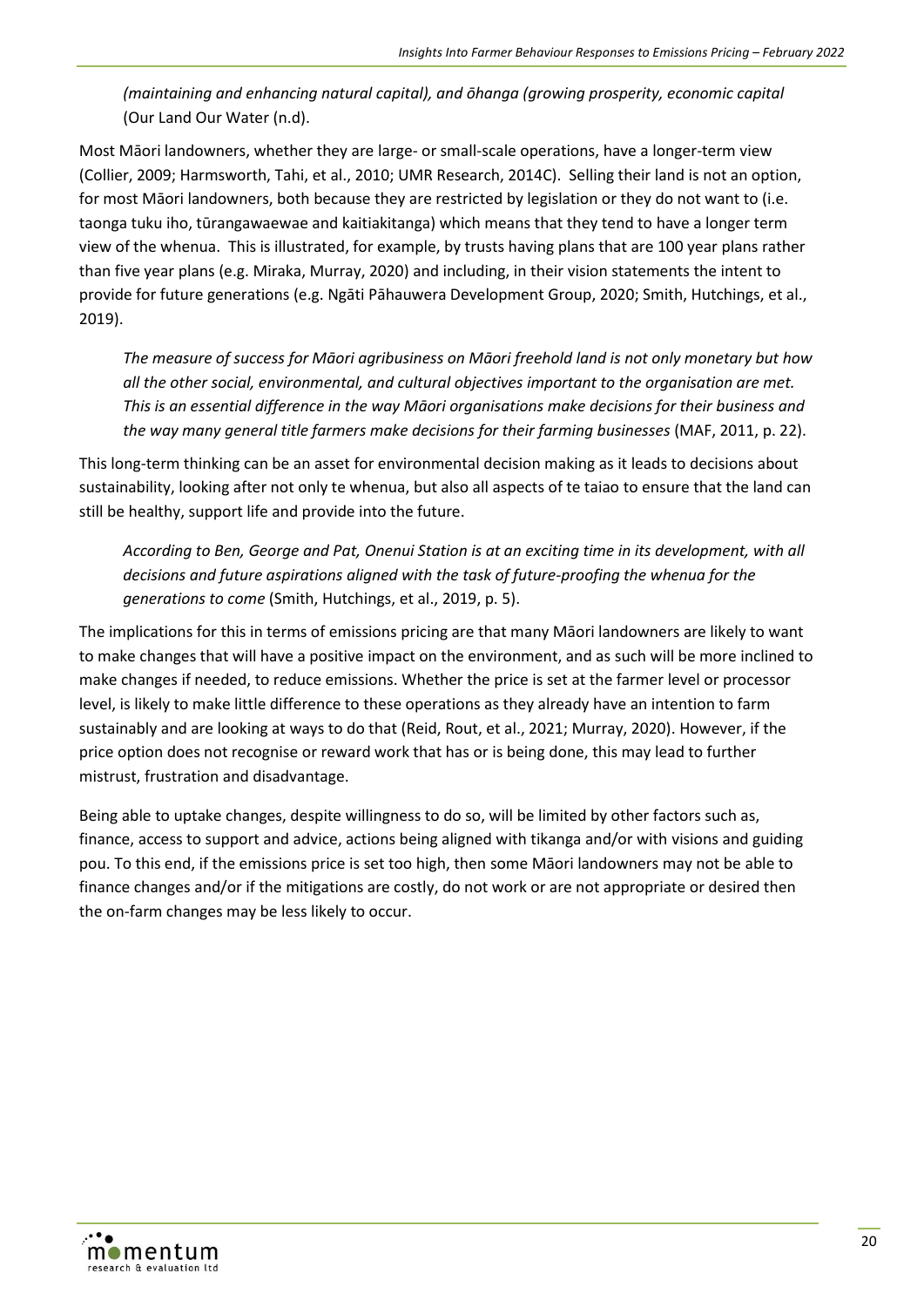*(maintaining and enhancing natural capital), and ōhanga (growing prosperity, economic capital* (Our Land Our Water (n.d).

Most Māori landowners, whether they are large- or small-scale operations, have a longer-term view (Collier, 2009; Harmsworth, Tahi, et al., 2010; UMR Research, 2014C). Selling their land is not an option, for most Māori landowners, both because they are restricted by legislation or they do not want to (i.e. taonga tuku iho, tūrangawaewae and kaitiakitanga) which means that they tend to have a longer term view of the whenua. This is illustrated, for example, by trusts having plans that are 100 year plans rather than five year plans (e.g. Miraka, Murray, 2020) and including, in their vision statements the intent to provide for future generations (e.g. Ngāti Pāhauwera Development Group, 2020; Smith, Hutchings, et al., 2019).

> *The measure of success for Māori agribusiness on Māori freehold land is not only monetary but how all the other social, environmental, and cultural objectives important to the organisation are met. This is an essential difference in the way Māori organisations make decisions for their business and the way many general title farmers make decisions for their farming businesses* (MAF, 2011, p. 22).

This long-term thinking can be an asset for environmental decision making as it leads to decisions about sustainability, looking after not only te whenua, but also all aspects of te taiao to ensure that the land can still be healthy, support life and provide into the future.

> *According to Ben, George and Pat, Onenui Station is at an exciting time in its development, with all decisions and future aspirations aligned with the task of future-proofing the whenua for the generations to come* (Smith, Hutchings, et al., 2019, p. 5).

The implications for this in terms of emissions pricing are that many Māori landowners are likely to want to make changes that will have a positive impact on the environment, and as such will be more inclined to make changes if needed, to reduce emissions. Whether the price is set at the farmer level or processor level, is likely to make little difference to these operations as they already have an intention to farm sustainably and are looking at ways to do that (Reid, Rout, et al., 2021; Murray, 2020). However, if the price option does not recognise or reward work that has or is being done, this may lead to further mistrust, frustration and disadvantage.

Being able to uptake changes, despite willingness to do so, will be limited by other factors such as, finance, access to support and advice, actions being aligned with tikanga and/or with visions and guiding pou. To this end, if the emissions price is set too high, then some Māori landowners may not be able to finance changes and/or if the mitigations are costly, do not work or are not appropriate or desired then the on-farm changes may be less likely to occur.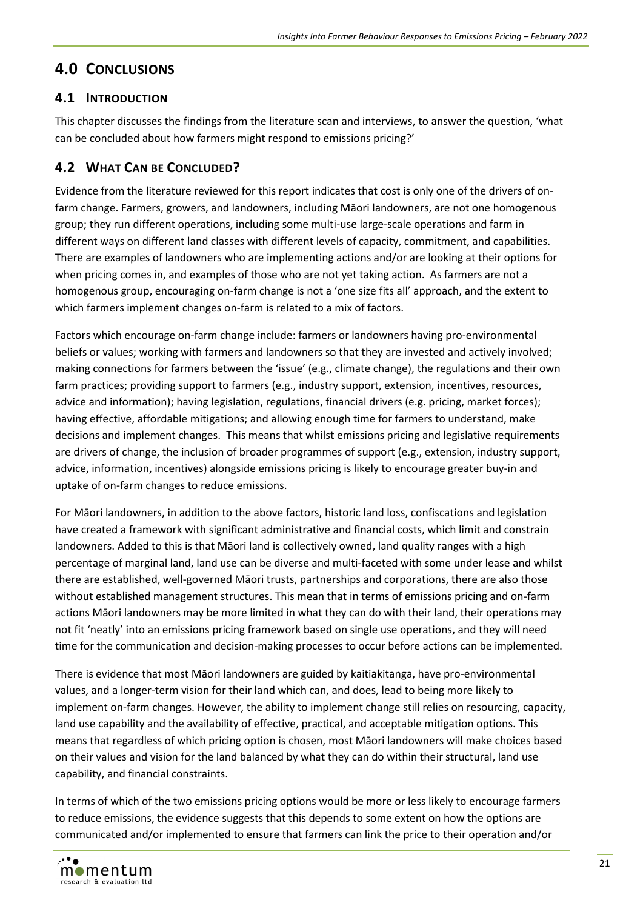## 4.0 Conclusions

### 4.1 Introduction

This chapter discusses the findings from the literature scan and interviews, to answer the question, 'what can be concluded about how farmers might respond to emissions pricing?'

### 4.2 What Can be Concluded?

Evidence from the literature reviewed for this report indicates that cost is only one of the drivers of on-farm change. Farmers, growers, and landowners, including Māori landowners, are not one homogenous group; they run different operations, including some multi-use large-scale operations and farm in different ways on different land classes with different levels of capacity, commitment, and capabilities. There are examples of landowners who are implementing actions and/or are looking at their options for when pricing comes in, and examples of those who are not yet taking action. As farmers are not a homogenous group, encouraging on-farm change is not a 'one size fits all' approach, and the extent to which farmers implement changes on-farm is related to a mix of factors.

Factors which encourage on-farm change include: farmers or landowners having pro-environmental beliefs or values; working with farmers and landowners so that they are invested and actively involved; making connections for farmers between the 'issue' (e.g., climate change), the regulations and their own farm practices; providing support to farmers (e.g., industry support, extension, incentives, resources, advice and information); having legislation, regulations, financial drivers (e.g. pricing, market forces); having effective, affordable mitigations; and allowing enough time for farmers to understand, make decisions and implement changes. This means that whilst emissions pricing and legislative requirements are drivers of change, the inclusion of broader programmes of support (e.g., extension, industry support, advice, information, incentives) alongside emissions pricing is likely to encourage greater buy-in and uptake of on-farm changes to reduce emissions.

For Māori landowners, in addition to the above factors, historic land loss, confiscations and legislation have created a framework with significant administrative and financial costs, which limit and constrain landowners. Added to this is that Māori land is collectively owned, land quality ranges with a high percentage of marginal land, land use can be diverse and multi-faceted with some under lease and whilst there are established, well-governed Māori trusts, partnerships and corporations, there are also those without established management structures. This mean that in terms of emissions pricing and on-farm actions Māori landowners may be more limited in what they can do with their land, their operations may not fit 'neatly' into an emissions pricing framework based on single use operations, and they will need time for the communication and decision-making processes to occur before actions can be implemented.

There is evidence that most Māori landowners are guided by kaitiakitanga, have pro-environmental values, and a longer-term vision for their land which can, and does, lead to being more likely to implement on-farm changes. However, the ability to implement change still relies on resourcing, capacity, land use capability and the availability of effective, practical, and acceptable mitigation options. This means that regardless of which pricing option is chosen, most Māori landowners will make choices based on their values and vision for the land balanced by what they can do within their structural, land use capability, and financial constraints.

In terms of which of the two emissions pricing options would be more or less likely to encourage farmers to reduce emissions, the evidence suggests that this depends to some extent on how the options are communicated and/or implemented to ensure that farmers can link the price to their operation and/or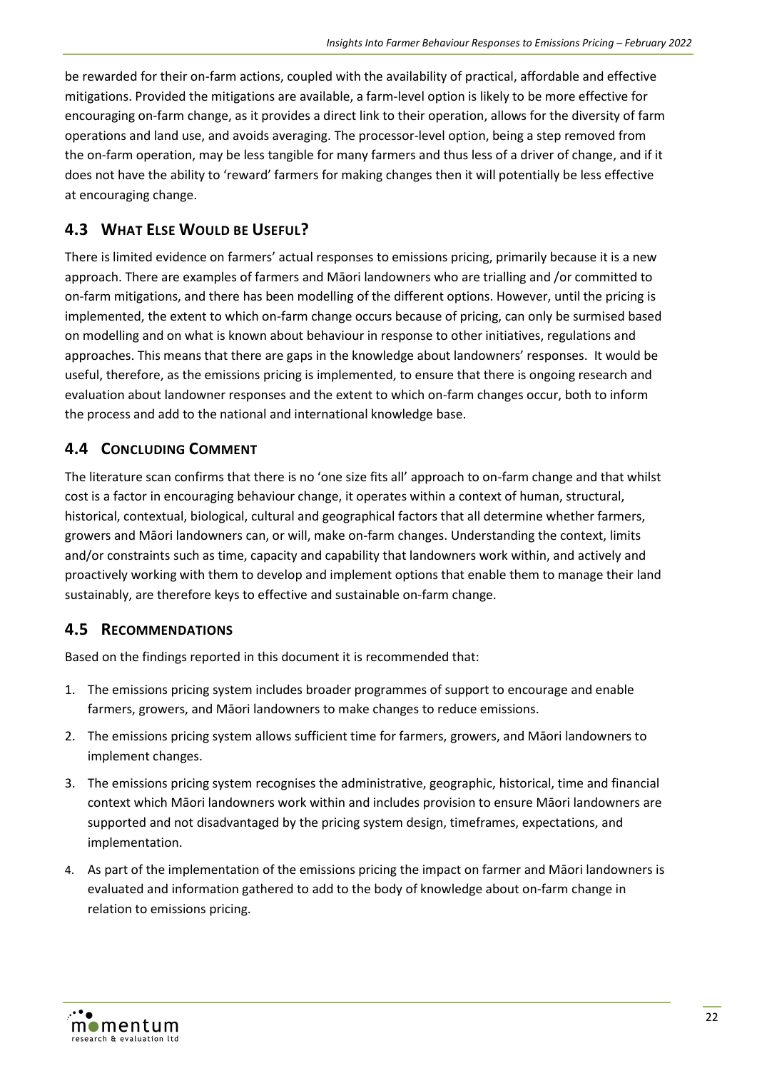be rewarded for their on-farm actions, coupled with the availability of practical, affordable and effective mitigations. Provided the mitigations are available, a farm-level option is likely to be more effective for encouraging on-farm change, as it provides a direct link to their operation, allows for the diversity of farm operations and land use, and avoids averaging. The processor-level option, being a step removed from the on-farm operation, may be less tangible for many farmers and thus less of a driver of change, and if it does not have the ability to 'reward' farmers for making changes then it will potentially be less effective at encouraging change.

## 4.3 What Else Would be Useful?

There is limited evidence on farmers' actual responses to emissions pricing, primarily because it is a new approach. There are examples of farmers and Māori landowners who are trialling and /or committed to on-farm mitigations, and there has been modelling of the different options. However, until the pricing is implemented, the extent to which on-farm change occurs because of pricing, can only be surmised based on modelling and on what is known about behaviour in response to other initiatives, regulations and approaches. This means that there are gaps in the knowledge about landowners' responses. It would be useful, therefore, as the emissions pricing is implemented, to ensure that there is ongoing research and evaluation about landowner responses and the extent to which on-farm changes occur, both to inform the process and add to the national and international knowledge base.

## 4.4 Concluding Comment

The literature scan confirms that there is no 'one size fits all' approach to on-farm change and that whilst cost is a factor in encouraging behaviour change, it operates within a context of human, structural, historical, contextual, biological, cultural and geographical factors that all determine whether farmers, growers and Māori landowners can, or will, make on-farm changes. Understanding the context, limits and/or constraints such as time, capacity and capability that landowners work within, and actively and proactively working with them to develop and implement options that enable them to manage their land sustainably, are therefore keys to effective and sustainable on-farm change.

## 4.5 Recommendations

Based on the findings reported in this document it is recommended that:

1. The emissions pricing system includes broader programmes of support to encourage and enable farmers, growers, and Māori landowners to make changes to reduce emissions.
2. The emissions pricing system allows sufficient time for farmers, growers, and Māori landowners to implement changes.
3. The emissions pricing system recognises the administrative, geographic, historical, time and financial context which Māori landowners work within and includes provision to ensure Māori landowners are supported and not disadvantaged by the pricing system design, timeframes, expectations, and implementation.
4. As part of the implementation of the emissions pricing the impact on farmer and Māori landowners is evaluated and information gathered to add to the body of knowledge about on-farm change in relation to emissions pricing.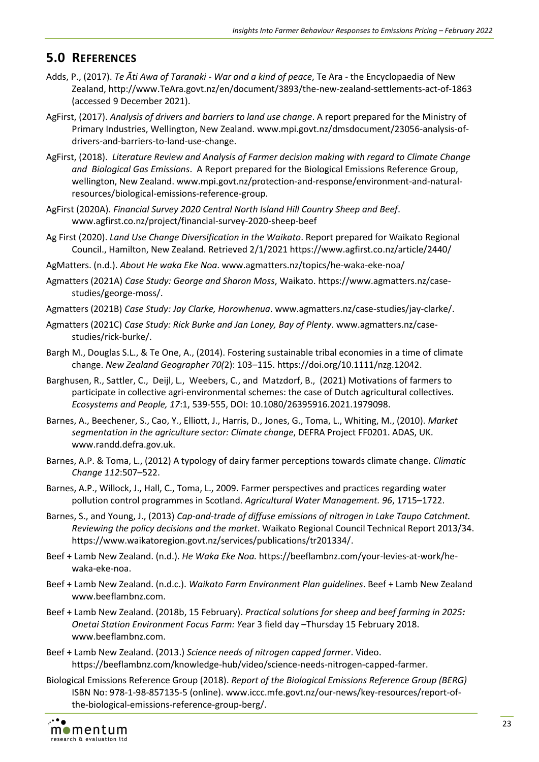## 5.0 REFERENCES

Adds, P., (2017). *Te Āti Awa of Taranaki - War and a kind of peace*, Te Ara - the Encyclopaedia of New Zealand, http://www.TeAra.govt.nz/en/document/3893/the-new-zealand-settlements-act-of-1863 (accessed 9 December 2021).

AgFirst, (2017). *Analysis of drivers and barriers to land use change*. A report prepared for the Ministry of Primary Industries, Wellington, New Zealand. www.mpi.govt.nz/dmsdocument/23056-analysis-of-drivers-and-barriers-to-land-use-change.

AgFirst, (2018). *Literature Review and Analysis of Farmer decision making with regard to Climate Change and Biological Gas Emissions*. A Report prepared for the Biological Emissions Reference Group, wellington, New Zealand. www.mpi.govt.nz/protection-and-response/environment-and-natural-resources/biological-emissions-reference-group.

AgFirst (2020A). *Financial Survey 2020 Central North Island Hill Country Sheep and Beef*. www.agfirst.co.nz/project/financial-survey-2020-sheep-beef

Ag First (2020). *Land Use Change Diversification in the Waikato*. Report prepared for Waikato Regional Council., Hamilton, New Zealand. Retrieved 2/1/2021 https://www.agfirst.co.nz/article/2440/

AgMatters. (n.d.). *About He waka Eke Noa*. www.agmatters.nz/topics/he-waka-eke-noa/

Agmatters (2021A) *Case Study: George and Sharon Moss*, Waikato. https://www.agmatters.nz/case-studies/george-moss/.

Agmatters (2021B) *Case Study: Jay Clarke, Horowhenua*. www.agmatters.nz/case-studies/jay-clarke/.

Agmatters (2021C) *Case Study: Rick Burke and Jan Loney, Bay of Plenty*. www.agmatters.nz/case-studies/rick-burke/.

Bargh M., Douglas S.L., & Te One, A., (2014). Fostering sustainable tribal economies in a time of climate change. *New Zealand Geographer 70(*2): 103–115. https://doi.org/10.1111/nzg.12042.

Barghusen, R., Sattler, C., Deijl, L., Weebers, C., and Matzdorf, B., (2021) Motivations of farmers to participate in collective agri-environmental schemes: the case of Dutch agricultural collectives. *Ecosystems and People, 17*:1, 539-555, DOI: 10.1080/26395916.2021.1979098.

Barnes, A., Beechener, S., Cao, Y., Elliott, J., Harris, D., Jones, G., Toma, L., Whiting, M., (2010). *Market segmentation in the agriculture sector: Climate change*, DEFRA Project FF0201. ADAS, UK. www.randd.defra.gov.uk.

Barnes, A.P. & Toma, L., (2012) A typology of dairy farmer perceptions towards climate change. *Climatic Change 112*:507–522.

Barnes, A.P., Willock, J., Hall, C., Toma, L., 2009. Farmer perspectives and practices regarding water pollution control programmes in Scotland. *Agricultural Water Management. 96*, 1715–1722.

Barnes, S., and Young, J., (2013) *Cap-and-trade of diffuse emissions of nitrogen in Lake Taupo Catchment. Reviewing the policy decisions and the market*. Waikato Regional Council Technical Report 2013/34. https://www.waikatoregion.govt.nz/services/publications/tr201334/.

Beef + Lamb New Zealand. (n.d.). *He Waka Eke Noa.* https://beeflambnz.com/your-levies-at-work/he-waka-eke-noa.

Beef + Lamb New Zealand. (n.d.c.). *Waikato Farm Environment Plan guidelines*. Beef + Lamb New Zealand www.beeflambnz.com.

Beef + Lamb New Zealand. (2018b, 15 February). *Practical solutions for sheep and beef farming in 2025: Onetai Station Environment Focus Farm: Y*ear 3 field day –Thursday 15 February 2018. www.beeflambnz.com.

Beef + Lamb New Zealand. (2013.) *Science needs of nitrogen capped farmer*. Video. https://beeflambnz.com/knowledge-hub/video/science-needs-nitrogen-capped-farmer.

Biological Emissions Reference Group (2018). *Report of the Biological Emissions Reference Group (BERG)* ISBN No: 978-1-98-857135-5 (online). www.iccc.mfe.govt.nz/our-news/key-resources/report-of-the-biological-emissions-reference-group-berg/.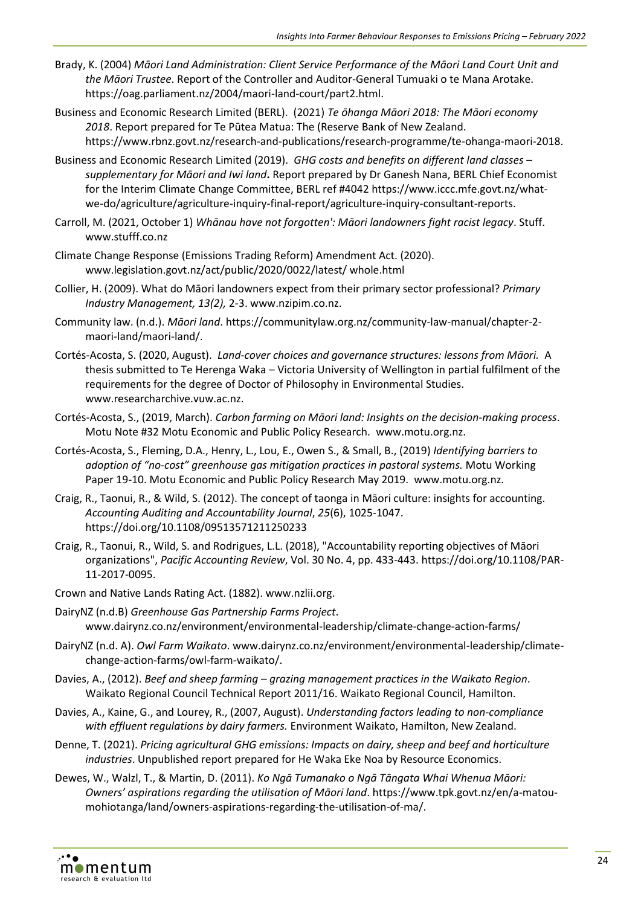Brady, K. (2004) *Māori Land Administration: Client Service Performance of the Māori Land Court Unit and the Māori Trustee*. Report of the Controller and Auditor-General Tumuaki o te Mana Arotake. https://oag.parliament.nz/2004/maori-land-court/part2.html.

Business and Economic Research Limited (BERL). (2021) *Te ōhanga Māori 2018: The Māori economy 2018*. Report prepared for Te Pūtea Matua: The (Reserve Bank of New Zealand. https://www.rbnz.govt.nz/research-and-publications/research-programme/te-ohanga-maori-2018.

Business and Economic Research Limited (2019). *GHG costs and benefits on different land classes – supplementary for Māori and Iwi land***.** Report prepared by Dr Ganesh Nana, BERL Chief Economist for the Interim Climate Change Committee, BERL ref #4042 https://www.iccc.mfe.govt.nz/what-we-do/agriculture/agriculture-inquiry-final-report/agriculture-inquiry-consultant-reports.

Carroll, M. (2021, October 1) *Whānau have not forgotten': Māori landowners fight racist legacy*. Stuff. www.stufff.co.nz

Climate Change Response (Emissions Trading Reform) Amendment Act. (2020). www.legislation.govt.nz/act/public/2020/0022/latest/ whole.html

Collier, H. (2009). What do Māori landowners expect from their primary sector professional? *Primary Industry Management, 13(2),* 2-3. www.nzipim.co.nz.

Community law. (n.d.). *Māori land*. https://communitylaw.org.nz/community-law-manual/chapter-2-maori-land/maori-land/.

Cortés-Acosta, S. (2020, August). *Land-cover choices and governance structures: lessons from Māori.* A thesis submitted to Te Herenga Waka – Victoria University of Wellington in partial fulfilment of the requirements for the degree of Doctor of Philosophy in Environmental Studies. www.researcharchive.vuw.ac.nz.

Cortés-Acosta, S., (2019, March). *Carbon farming on Māori land: Insights on the decision-making process*. Motu Note #32 Motu Economic and Public Policy Research. www.motu.org.nz.

Cortés-Acosta, S., Fleming, D.A., Henry, L., Lou, E., Owen S., & Small, B., (2019) *Identifying barriers to adoption of "no-cost" greenhouse gas mitigation practices in pastoral systems.* Motu Working Paper 19-10. Motu Economic and Public Policy Research May 2019. www.motu.org.nz.

Craig, R., Taonui, R., & Wild, S. (2012). The concept of taonga in Māori culture: insights for accounting. *Accounting Auditing and Accountability Journal*, *25*(6), 1025-1047. https://doi.org/10.1108/09513571211250233

Craig, R., Taonui, R., Wild, S. and Rodrigues, L.L. (2018), "Accountability reporting objectives of Māori organizations", *Pacific Accounting Review*, Vol. 30 No. 4, pp. 433-443. https://doi.org/10.1108/PAR-11-2017-0095.

Crown and Native Lands Rating Act. (1882). www.nzlii.org.

DairyNZ (n.d.B) *Greenhouse Gas Partnership Farms Project*. www.dairynz.co.nz/environment/environmental-leadership/climate-change-action-farms/

DairyNZ (n.d. A). *Owl Farm Waikato*. www.dairynz.co.nz/environment/environmental-leadership/climate-change-action-farms/owl-farm-waikato/.

Davies, A., (2012). *Beef and sheep farming – grazing management practices in the Waikato Region*. Waikato Regional Council Technical Report 2011/16. Waikato Regional Council, Hamilton.

Davies, A., Kaine, G., and Lourey, R., (2007, August). *Understanding factors leading to non-compliance with effluent regulations by dairy farmers.* Environment Waikato, Hamilton, New Zealand.

Denne, T. (2021). *Pricing agricultural GHG emissions: Impacts on dairy, sheep and beef and horticulture industries*. Unpublished report prepared for He Waka Eke Noa by Resource Economics.

Dewes, W., Walzl, T., & Martin, D. (2011). *Ko Ngā Tumanako o Ngā Tāngata Whai Whenua Māori: Owners' aspirations regarding the utilisation of Māori land*. https://www.tpk.govt.nz/en/a-matou-mohiotanga/land/owners-aspirations-regarding-the-utilisation-of-ma/.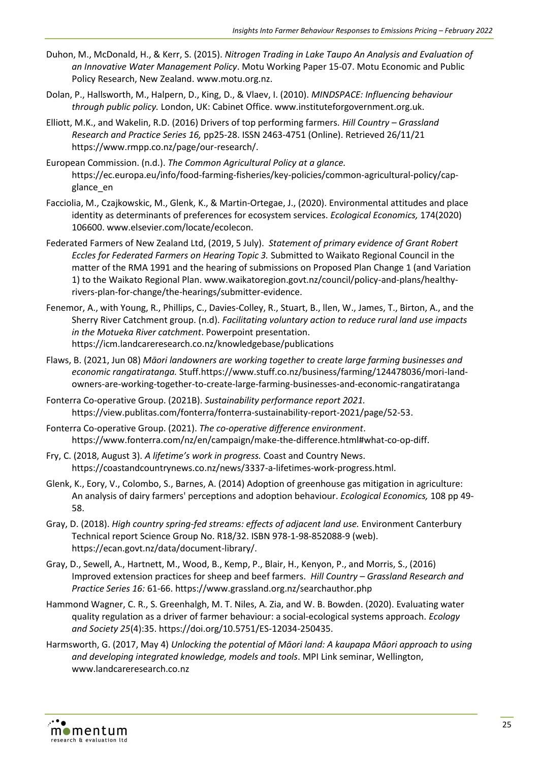Duhon, M., McDonald, H., & Kerr, S. (2015). *Nitrogen Trading in Lake Taupo An Analysis and Evaluation of an Innovative Water Management Policy*. Motu Working Paper 15-07. Motu Economic and Public Policy Research, New Zealand. www.motu.org.nz.

Dolan, P., Hallsworth, M., Halpern, D., King, D., & Vlaev, I. (2010). *MINDSPACE: Influencing behaviour through public policy.* London, UK: Cabinet Office. www.instituteforgovernment.org.uk.

Elliott, M.K., and Wakelin, R.D. (2016) Drivers of top performing farmers. *Hill Country – Grassland Research and Practice Series 16,* pp25-28. ISSN 2463-4751 (Online). Retrieved 26/11/21 https://www.rmpp.co.nz/page/our-research/.

European Commission. (n.d.). *The Common Agricultural Policy at a glance.* https://ec.europa.eu/info/food-farming-fisheries/key-policies/common-agricultural-policy/cap-glance_en

Facciolia, M., Czajkowskic, M., Glenk, K., & Martin-Ortegae, J., (2020). Environmental attitudes and place identity as determinants of preferences for ecosystem services. *Ecological Economics,* 174(2020) 106600. www.elsevier.com/locate/ecolecon.

Federated Farmers of New Zealand Ltd, (2019, 5 July). *Statement of primary evidence of Grant Robert Eccles for Federated Farmers on Hearing Topic 3.* Submitted to Waikato Regional Council in the matter of the RMA 1991 and the hearing of submissions on Proposed Plan Change 1 (and Variation 1) to the Waikato Regional Plan. www.waikatoregion.govt.nz/council/policy-and-plans/healthy-rivers-plan-for-change/the-hearings/submitter-evidence.

Fenemor, A., with Young, R., Phillips, C., Davies-Colley, R., Stuart, B., llen, W., James, T., Birton, A., and the Sherry River Catchment group. (n.d). *Facilitating voluntary action to reduce rural land use impacts in the Motueka River catchment*. Powerpoint presentation. https://icm.landcareresearch.co.nz/knowledgebase/publications

Flaws, B. (2021, Jun 08) *Māori landowners are working together to create large farming businesses and economic rangatiratanga.* Stuff.https://www.stuff.co.nz/business/farming/124478036/mori-land-owners-are-working-together-to-create-large-farming-businesses-and-economic-rangatiratanga

Fonterra Co-operative Group. (2021B). *Sustainability performance report 2021.* https://view.publitas.com/fonterra/fonterra-sustainability-report-2021/page/52-53.

Fonterra Co-operative Group. (2021). *The co-operative difference environment*. https://www.fonterra.com/nz/en/campaign/make-the-difference.html#what-co-op-diff.

Fry, C. (2018, August 3). *A lifetime's work in progress.* Coast and Country News. https://coastandcountrynews.co.nz/news/3337-a-lifetimes-work-progress.html.

Glenk, K., Eory, V., Colombo, S., Barnes, A. (2014) Adoption of greenhouse gas mitigation in agriculture: An analysis of dairy farmers' perceptions and adoption behaviour. *Ecological Economics,* 108 pp 49-58.

Gray, D. (2018). *High country spring-fed streams: effects of adjacent land use.* Environment Canterbury Technical report Science Group No. R18/32. ISBN 978-1-98-852088-9 (web). https://ecan.govt.nz/data/document-library/.

Gray, D., Sewell, A., Hartnett, M., Wood, B., Kemp, P., Blair, H., Kenyon, P., and Morris, S., (2016) Improved extension practices for sheep and beef farmers. *Hill Country – Grassland Research and Practice Series 16:* 61-66. https://www.grassland.org.nz/searchauthor.php

Hammond Wagner, C. R., S. Greenhalgh, M. T. Niles, A. Zia, and W. B. Bowden. (2020). Evaluating water quality regulation as a driver of farmer behaviour: a social-ecological systems approach. *Ecology and Society 25*(4):35. https://doi.org/10.5751/ES-12034-250435.

Harmsworth, G. (2017, May 4) *Unlocking the potential of Māori land: A kaupapa Māori approach to using and developing integrated knowledge, models and tools*. MPI Link seminar, Wellington, www.landcareresearch.co.nz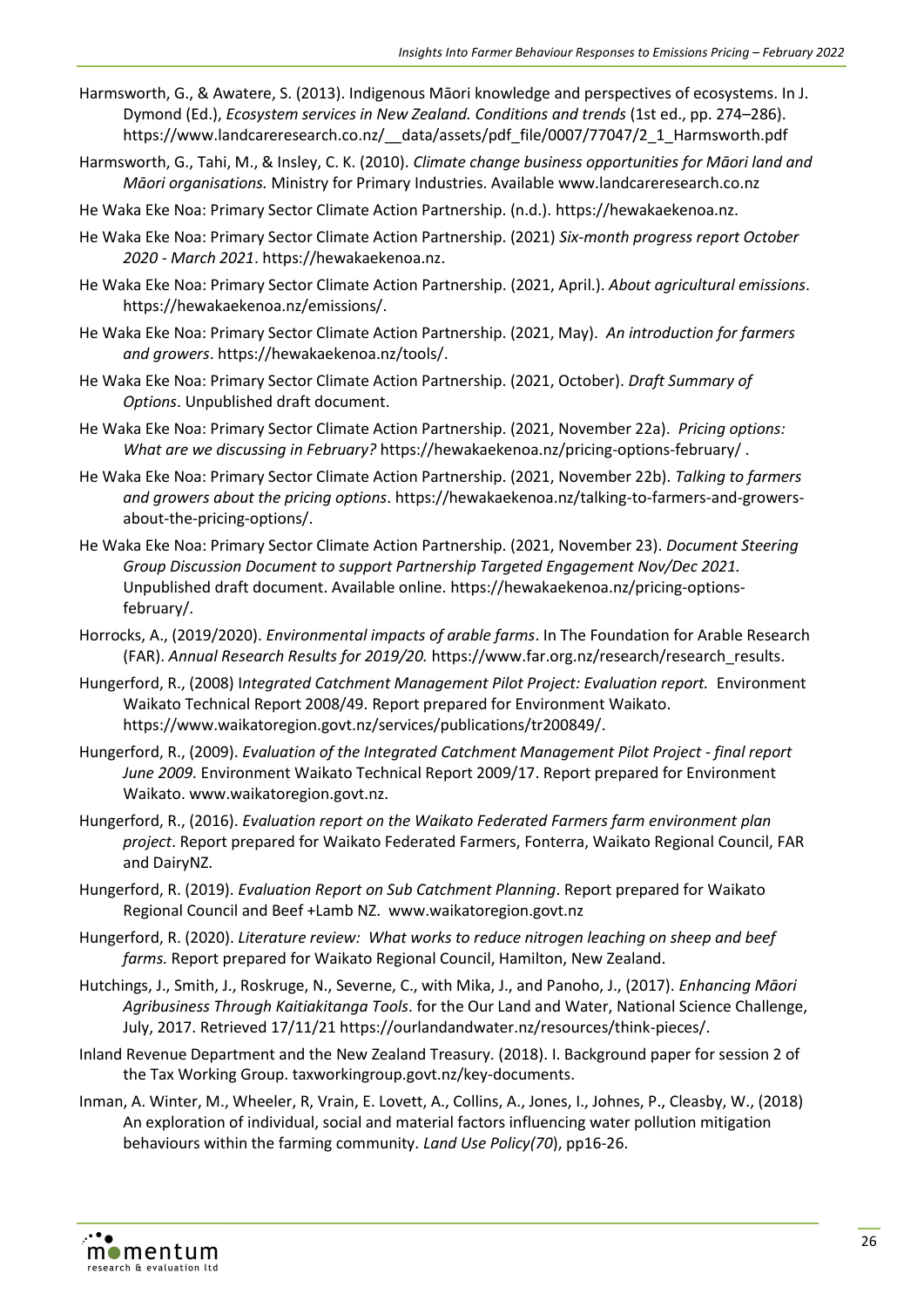Harmsworth, G., & Awatere, S. (2013). Indigenous Māori knowledge and perspectives of ecosystems. In J. Dymond (Ed.), *Ecosystem services in New Zealand. Conditions and trends* (1st ed., pp. 274–286). https://www.landcareresearch.co.nz/__data/assets/pdf_file/0007/77047/2_1_Harmsworth.pdf

Harmsworth, G., Tahi, M., & Insley, C. K. (2010). *Climate change business opportunities for Māori land and Māori organisations.* Ministry for Primary Industries. Available www.landcareresearch.co.nz

He Waka Eke Noa: Primary Sector Climate Action Partnership. (n.d.). https://hewakaekenoa.nz.

He Waka Eke Noa: Primary Sector Climate Action Partnership. (2021) *Six-month progress report October 2020 - March 2021*. https://hewakaekenoa.nz.

He Waka Eke Noa: Primary Sector Climate Action Partnership. (2021, April.). *About agricultural emissions*. https://hewakaekenoa.nz/emissions/.

He Waka Eke Noa: Primary Sector Climate Action Partnership. (2021, May). *An introduction for farmers and growers*. https://hewakaekenoa.nz/tools/.

He Waka Eke Noa: Primary Sector Climate Action Partnership. (2021, October). *Draft Summary of Options*. Unpublished draft document.

He Waka Eke Noa: Primary Sector Climate Action Partnership. (2021, November 22a). *Pricing options: What are we discussing in February?* https://hewakaekenoa.nz/pricing-options-february/ .

He Waka Eke Noa: Primary Sector Climate Action Partnership. (2021, November 22b). *Talking to farmers and growers about the pricing options*. https://hewakaekenoa.nz/talking-to-farmers-and-growers-about-the-pricing-options/.

He Waka Eke Noa: Primary Sector Climate Action Partnership. (2021, November 23). *Document Steering Group Discussion Document to support Partnership Targeted Engagement Nov/Dec 2021.* Unpublished draft document. Available online. https://hewakaekenoa.nz/pricing-options-february/.

Horrocks, A., (2019/2020). *Environmental impacts of arable farms*. In The Foundation for Arable Research (FAR). *Annual Research Results for 2019/20.* https://www.far.org.nz/research/research_results.

Hungerford, R., (2008) I*ntegrated Catchment Management Pilot Project: Evaluation report.* Environment Waikato Technical Report 2008/49. Report prepared for Environment Waikato. https://www.waikatoregion.govt.nz/services/publications/tr200849/.

Hungerford, R., (2009). *Evaluation of the Integrated Catchment Management Pilot Project - final report June 2009.* Environment Waikato Technical Report 2009/17. Report prepared for Environment Waikato. www.waikatoregion.govt.nz.

Hungerford, R., (2016). *Evaluation report on the Waikato Federated Farmers farm environment plan project*. Report prepared for Waikato Federated Farmers, Fonterra, Waikato Regional Council, FAR and DairyNZ.

Hungerford, R. (2019). *Evaluation Report on Sub Catchment Planning*. Report prepared for Waikato Regional Council and Beef +Lamb NZ. www.waikatoregion.govt.nz

Hungerford, R. (2020). *Literature review: What works to reduce nitrogen leaching on sheep and beef farms.* Report prepared for Waikato Regional Council, Hamilton, New Zealand.

Hutchings, J., Smith, J., Roskruge, N., Severne, C., with Mika, J., and Panoho, J., (2017). *Enhancing Māori Agribusiness Through Kaitiakitanga Tools*. for the Our Land and Water, National Science Challenge, July, 2017. Retrieved 17/11/21 https://ourlandandwater.nz/resources/think-pieces/.

Inland Revenue Department and the New Zealand Treasury. (2018). I. Background paper for session 2 of the Tax Working Group. taxworkingroup.govt.nz/key-documents.

Inman, A. Winter, M., Wheeler, R, Vrain, E. Lovett, A., Collins, A., Jones, I., Johnes, P., Cleasby, W., (2018) An exploration of individual, social and material factors influencing water pollution mitigation behaviours within the farming community. *Land Use Policy(70*), pp16-26.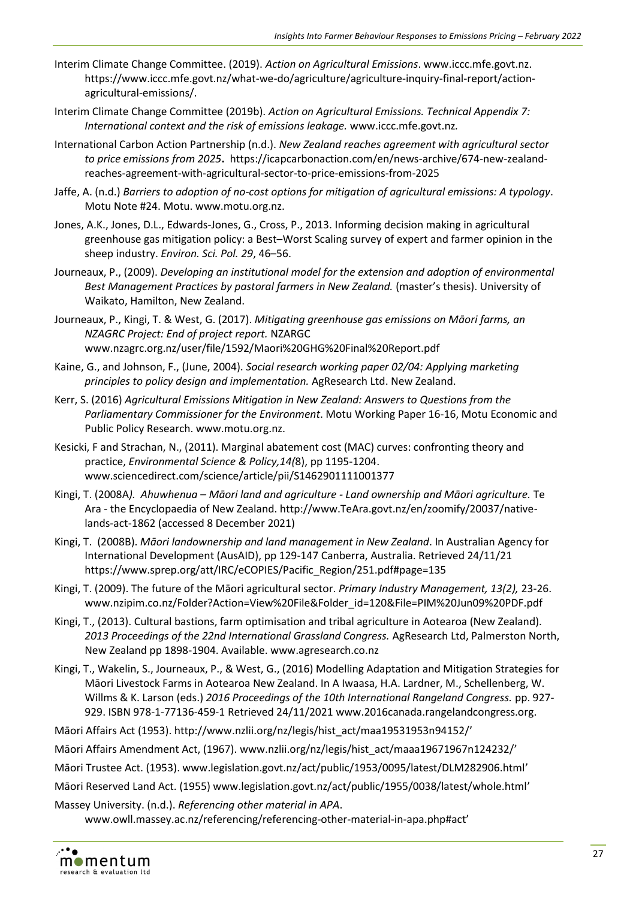Interim Climate Change Committee. (2019). *Action on Agricultural Emissions*. www.iccc.mfe.govt.nz. https://www.iccc.mfe.govt.nz/what-we-do/agriculture/agriculture-inquiry-final-report/action-agricultural-emissions/.

Interim Climate Change Committee (2019b). *Action on Agricultural Emissions. Technical Appendix 7: International context and the risk of emissions leakage.* www.iccc.mfe.govt.nz.

International Carbon Action Partnership (n.d.). *New Zealand reaches agreement with agricultural sector to price emissions from 2025***.** https://icapcarbonaction.com/en/news-archive/674-new-zealand-reaches-agreement-with-agricultural-sector-to-price-emissions-from-2025

Jaffe, A. (n.d.) *Barriers to adoption of no-cost options for mitigation of agricultural emissions: A typology*. Motu Note #24. Motu. www.motu.org.nz.

Jones, A.K., Jones, D.L., Edwards-Jones, G., Cross, P., 2013. Informing decision making in agricultural greenhouse gas mitigation policy: a Best–Worst Scaling survey of expert and farmer opinion in the sheep industry. *Environ. Sci. Pol. 29*, 46–56.

Journeaux, P., (2009). *Developing an institutional model for the extension and adoption of environmental Best Management Practices by pastoral farmers in New Zealand.* (master's thesis). University of Waikato, Hamilton, New Zealand.

Journeaux, P., Kingi, T. & West, G. (2017). *Mitigating greenhouse gas emissions on Māori farms, an NZAGRC Project: End of project report.* NZARGC www.nzagrc.org.nz/user/file/1592/Maori%20GHG%20Final%20Report.pdf

Kaine, G., and Johnson, F., (June, 2004). *Social research working paper 02/04: Applying marketing principles to policy design and implementation.* AgResearch Ltd. New Zealand.

Kerr, S. (2016) *Agricultural Emissions Mitigation in New Zealand: Answers to Questions from the Parliamentary Commissioner for the Environment*. Motu Working Paper 16-16, Motu Economic and Public Policy Research. www.motu.org.nz.

Kesicki, F and Strachan, N., (2011). Marginal abatement cost (MAC) curves: confronting theory and practice, *Environmental Science & Policy,14(*8), pp 1195-1204. www.sciencedirect.com/science/article/pii/S1462901111001377

Kingi, T. (2008A*). Ahuwhenua – Māori land and agriculture - Land ownership and Māori agriculture.* Te Ara - the Encyclopaedia of New Zealand. http://www.TeAra.govt.nz/en/zoomify/20037/native-lands-act-1862 (accessed 8 December 2021)

Kingi, T. (2008B). *Māori landownership and land management in New Zealand*. In Australian Agency for International Development (AusAID), pp 129-147 Canberra, Australia. Retrieved 24/11/21 https://www.sprep.org/att/IRC/eCOPIES/Pacific_Region/251.pdf#page=135

Kingi, T. (2009). The future of the Māori agricultural sector. *Primary Industry Management, 13(2),* 23-26. www.nzipim.co.nz/Folder?Action=View%20File&Folder_id=120&File=PIM%20Jun09%20PDF.pdf

Kingi, T., (2013). Cultural bastions, farm optimisation and tribal agriculture in Aotearoa (New Zealand). *2013 Proceedings of the 22nd International Grassland Congress.* AgResearch Ltd, Palmerston North, New Zealand pp 1898-1904. Available. www.agresearch.co.nz

Kingi, T., Wakelin, S., Journeaux, P., & West, G., (2016) Modelling Adaptation and Mitigation Strategies for Māori Livestock Farms in Aotearoa New Zealand. In A Iwaasa, H.A. Lardner, M., Schellenberg, W. Willms & K. Larson (eds.) *2016 Proceedings of the 10th International Rangeland Congress.* pp. 927-929. ISBN 978-1-77136-459-1 Retrieved 24/11/2021 www.2016canada.rangelandcongress.org.

Māori Affairs Act (1953). http://www.nzlii.org/nz/legis/hist_act/maa19531953n94152/'

Māori Affairs Amendment Act, (1967). www.nzlii.org/nz/legis/hist_act/maaa19671967n124232/'

Māori Trustee Act. (1953). www.legislation.govt.nz/act/public/1953/0095/latest/DLM282906.html'

Māori Reserved Land Act. (1955) www.legislation.govt.nz/act/public/1955/0038/latest/whole.html'

Massey University. (n.d.). *Referencing other material in APA*. www.owll.massey.ac.nz/referencing/referencing-other-material-in-apa.php#act'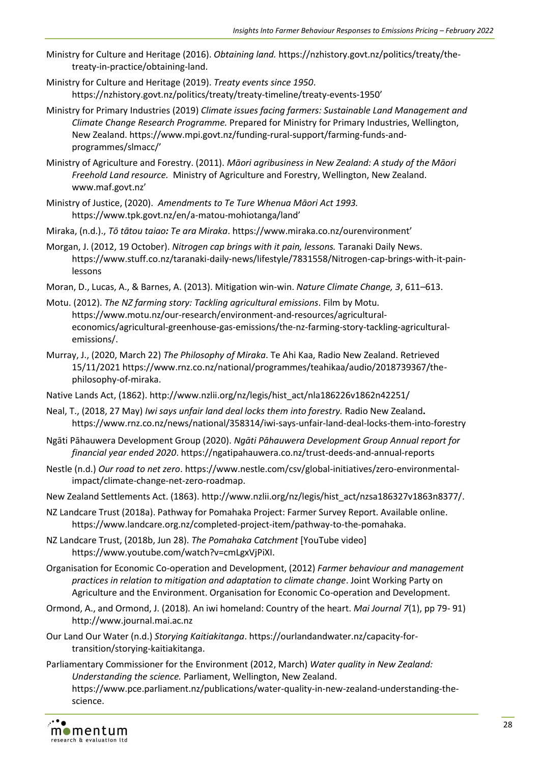Ministry for Culture and Heritage (2016). *Obtaining land.* https://nzhistory.govt.nz/politics/treaty/the-treaty-in-practice/obtaining-land.

Ministry for Culture and Heritage (2019). *Treaty events since 1950*. https://nzhistory.govt.nz/politics/treaty/treaty-timeline/treaty-events-1950'

Ministry for Primary Industries (2019) *Climate issues facing farmers: Sustainable Land Management and Climate Change Research Programme.* Prepared for Ministry for Primary Industries, Wellington, New Zealand. https://www.mpi.govt.nz/funding-rural-support/farming-funds-and-programmes/slmacc/'

Ministry of Agriculture and Forestry. (2011). *Māori agribusiness in New Zealand: A study of the Māori Freehold Land resource.* Ministry of Agriculture and Forestry, Wellington, New Zealand. www.maf.govt.nz'

Ministry of Justice, (2020). *Amendments to Te Ture Whenua Māori Act 1993.* https://www.tpk.govt.nz/en/a-matou-mohiotanga/land'

Miraka, (n.d.)., *Tō tātou taiao: Te ara Miraka*. https://www.miraka.co.nz/ourenvironment'

Morgan, J. (2012, 19 October). *Nitrogen cap brings with it pain, lessons.* Taranaki Daily News. https://www.stuff.co.nz/taranaki-daily-news/lifestyle/7831558/Nitrogen-cap-brings-with-it-pain-lessons

Moran, D., Lucas, A., & Barnes, A. (2013). Mitigation win-win. *Nature Climate Change, 3*, 611–613.

Motu. (2012). *The NZ farming story: Tackling agricultural emissions*. Film by Motu. https://www.motu.nz/our-research/environment-and-resources/agricultural-economics/agricultural-greenhouse-gas-emissions/the-nz-farming-story-tackling-agricultural-emissions/.

Murray, J., (2020, March 22) *The Philosophy of Miraka*. Te Ahi Kaa, Radio New Zealand. Retrieved 15/11/2021 https://www.rnz.co.nz/national/programmes/teahikaa/audio/2018739367/the-philosophy-of-miraka.

Native Lands Act, (1862). http://www.nzlii.org/nz/legis/hist_act/nla186226v1862n42251/

Neal, T., (2018, 27 May) *Iwi says unfair land deal locks them into forestry.* Radio New Zealand**.** https://www.rnz.co.nz/news/national/358314/iwi-says-unfair-land-deal-locks-them-into-forestry

Ngāti Pāhauwera Development Group (2020). *Ngāti Pāhauwera Development Group Annual report for financial year ended 2020*. https://ngatipahauwera.co.nz/trust-deeds-and-annual-reports

Nestle (n.d.) *Our road to net zero*. https://www.nestle.com/csv/global-initiatives/zero-environmental-impact/climate-change-net-zero-roadmap.

New Zealand Settlements Act. (1863). http://www.nzlii.org/nz/legis/hist_act/nzsa186327v1863n8377/.

NZ Landcare Trust (2018a). Pathway for Pomahaka Project: Farmer Survey Report. Available online. https://www.landcare.org.nz/completed-project-item/pathway-to-the-pomahaka.

NZ Landcare Trust, (2018b, Jun 28). *The Pomahaka Catchment* [YouTube video] https://www.youtube.com/watch?v=cmLgxVjPiXI.

Organisation for Economic Co-operation and Development, (2012) *Farmer behaviour and management practices in relation to mitigation and adaptation to climate change*. Joint Working Party on Agriculture and the Environment. Organisation for Economic Co-operation and Development.

Ormond, A., and Ormond, J. (2018)*.* An iwi homeland: Country of the heart. *Mai Journal 7*(1), pp 79- 91) http://www.journal.mai.ac.nz

Our Land Our Water (n.d.) *Storying Kaitiakitanga*. https://ourlandandwater.nz/capacity-for-transition/storying-kaitiakitanga.

Parliamentary Commissioner for the Environment (2012, March) *Water quality in New Zealand: Understanding the science.* Parliament, Wellington, New Zealand. https://www.pce.parliament.nz/publications/water-quality-in-new-zealand-understanding-the-science.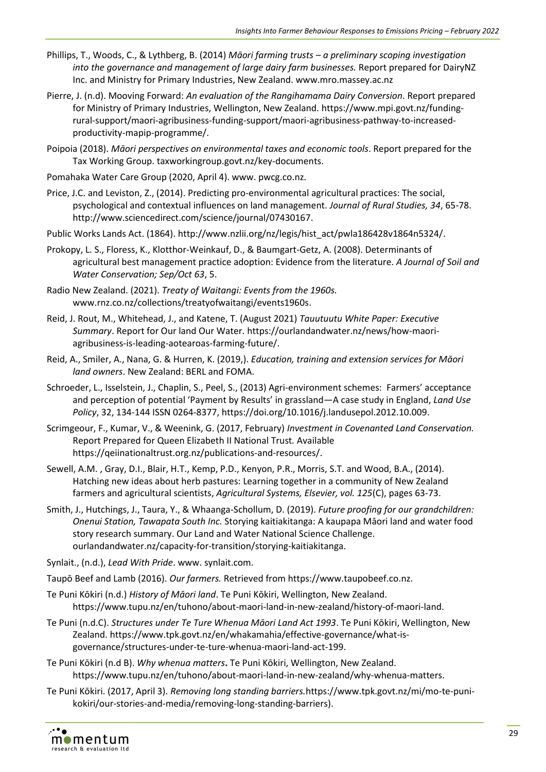Phillips, T., Woods, C., & Lythberg, B. (2014) *Māori farming trusts – a preliminary scoping investigation into the governance and management of large dairy farm businesses.* Report prepared for DairyNZ Inc. and Ministry for Primary Industries, New Zealand. www.mro.massey.ac.nz

Pierre, J. (n.d). Mooving Forward: *An evaluation of the Rangihamama Dairy Conversion*. Report prepared for Ministry of Primary Industries, Wellington, New Zealand. https://www.mpi.govt.nz/funding-rural-support/maori-agribusiness-funding-support/maori-agribusiness-pathway-to-increased-productivity-mapip-programme/.

Poipoia (2018). *Māori perspectives on environmental taxes and economic tools*. Report prepared for the Tax Working Group. taxworkinggroup.govt.nz/key-documents.

Pomahaka Water Care Group (2020, April 4). www. pwcg.co.nz.

Price, J.C. and Leviston, Z., (2014). Predicting pro-environmental agricultural practices: The social, psychological and contextual influences on land management. *Journal of Rural Studies, 34*, 65-78. http://www.sciencedirect.com/science/journal/07430167.

Public Works Lands Act. (1864). http://www.nzlii.org/nz/legis/hist_act/pwla186428v1864n5324/.

Prokopy, L. S., Floress, K., Klotthor-Weinkauf, D., & Baumgart-Getz, A. (2008). Determinants of agricultural best management practice adoption: Evidence from the literature. *A Journal of Soil and Water Conservation; Sep/Oct 63*, 5.

Radio New Zealand. (2021). *Treaty of Waitangi: Events from the 1960s.* www.rnz.co.nz/collections/treatyofwaitangi/events1960s.

Reid, J. Rout, M., Whitehead, J., and Katene, T. (August 2021) *Tauutuutu White Paper: Executive Summary*. Report for Our land Our Water. https://ourlandandwater.nz/news/how-maori-agribusiness-is-leading-aotearoas-farming-future/.

Reid, A., Smiler, A., Nana, G. & Hurren, K. (2019,). *Education, training and extension services for Māori land owners*. New Zealand: BERL and FOMA.

Schroeder, L., Isselstein, J., Chaplin, S., Peel, S., (2013) Agri-environment schemes: Farmers' acceptance and perception of potential 'Payment by Results' in grassland—A case study in England, *Land Use Policy*, 32, 134-144 ISSN 0264-8377, https://doi.org/10.1016/j.landusepol.2012.10.009.

Scrimgeour, F., Kumar, V., & Weenink, G. (2017, February) *Investment in Covenanted Land Conservation.* Report Prepared for Queen Elizabeth II National Trust. Available https://qeiinationaltrust.org.nz/publications-and-resources/.

Sewell, A.M. , Gray, D.I., Blair, H.T., Kemp, P.D., Kenyon, P.R., Morris, S.T. and Wood, B.A., (2014). Hatching new ideas about herb pastures: Learning together in a community of New Zealand farmers and agricultural scientists, *Agricultural Systems, Elsevier, vol. 125*(C), pages 63-73.

Smith, J., Hutchings, J., Taura, Y., & Whaanga-Schollum, D. (2019). *Future proofing for our grandchildren: Onenui Station, Tawapata South Inc.* Storying kaitiakitanga: A kaupapa Māori land and water food story research summary. Our Land and Water National Science Challenge. ourlandandwater.nz/capacity-for-transition/storying-kaitiakitanga.

Synlait., (n.d.), *Lead With Pride*. www. synlait.com.

Taupō Beef and Lamb (2016). *Our farmers.* Retrieved from https://www.taupobeef.co.nz.

Te Puni Kōkiri (n.d.) *History of Māori land*. Te Puni Kōkiri, Wellington, New Zealand. https://www.tupu.nz/en/tuhono/about-maori-land-in-new-zealand/history-of-maori-land.

Te Puni (n.d.C). *Structures under Te Ture Whenua Māori Land Act 1993*. Te Puni Kōkiri, Wellington, New Zealand. https://www.tpk.govt.nz/en/whakamahia/effective-governance/what-is-governance/structures-under-te-ture-whenua-maori-land-act-199.

Te Puni Kōkiri (n.d B). *Why whenua matters***.** Te Puni Kōkiri, Wellington, New Zealand. https://www.tupu.nz/en/tuhono/about-maori-land-in-new-zealand/why-whenua-matters.

Te Puni Kōkiri. (2017, April 3). *Removing long standing barriers.*https://www.tpk.govt.nz/mi/mo-te-puni-kokiri/our-stories-and-media/removing-long-standing-barriers).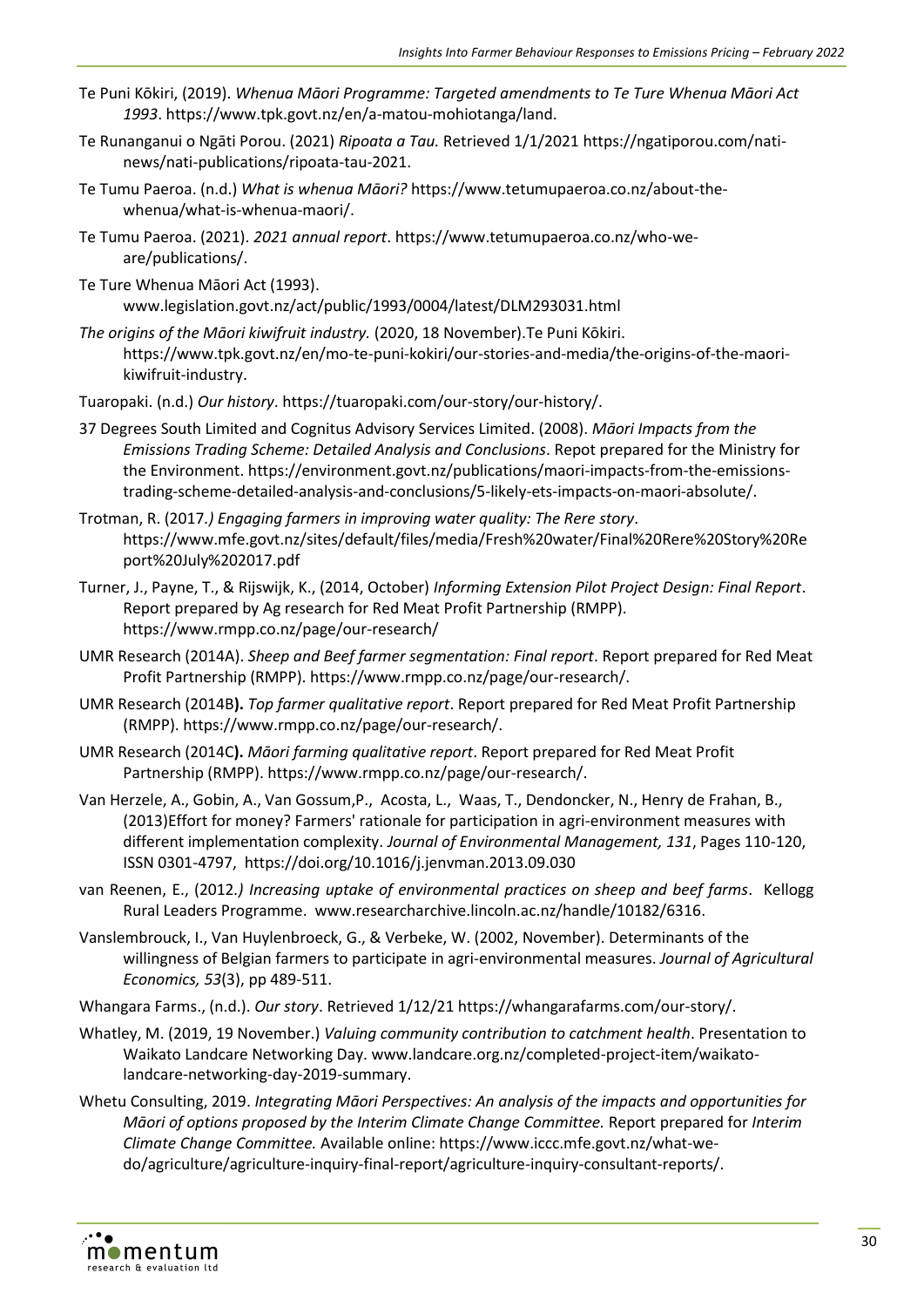Te Puni Kōkiri, (2019). *Whenua Māori Programme: Targeted amendments to Te Ture Whenua Māori Act 1993*. https://www.tpk.govt.nz/en/a-matou-mohiotanga/land.

Te Runanganui o Ngāti Porou. (2021) *Ripoata a Tau.* Retrieved 1/1/2021 https://ngatiporou.com/nati-news/nati-publications/ripoata-tau-2021.

Te Tumu Paeroa. (n.d.) *What is whenua Māori?* https://www.tetumupaeroa.co.nz/about-the-whenua/what-is-whenua-maori/.

Te Tumu Paeroa. (2021). *2021 annual report*. https://www.tetumupaeroa.co.nz/who-we-are/publications/.

Te Ture Whenua Māori Act (1993). www.legislation.govt.nz/act/public/1993/0004/latest/DLM293031.html

*The origins of the Māori kiwifruit industry.* (2020, 18 November).Te Puni Kōkiri. https://www.tpk.govt.nz/en/mo-te-puni-kokiri/our-stories-and-media/the-origins-of-the-maori-kiwifruit-industry.

Tuaropaki. (n.d.) *Our history*. https://tuaropaki.com/our-story/our-history/.

37 Degrees South Limited and Cognitus Advisory Services Limited. (2008). *Māori Impacts from the Emissions Trading Scheme: Detailed Analysis and Conclusions*. Repot prepared for the Ministry for the Environment. https://environment.govt.nz/publications/maori-impacts-from-the-emissions-trading-scheme-detailed-analysis-and-conclusions/5-likely-ets-impacts-on-maori-absolute/.

Trotman, R. (2017.*) Engaging farmers in improving water quality: The Rere story*. https://www.mfe.govt.nz/sites/default/files/media/Fresh%20water/Final%20Rere%20Story%20Report%20July%202017.pdf

Turner, J., Payne, T., & Rijswijk, K., (2014, October) *Informing Extension Pilot Project Design: Final Report*. Report prepared by Ag research for Red Meat Profit Partnership (RMPP). https://www.rmpp.co.nz/page/our-research/

UMR Research (2014A). *Sheep and Beef farmer segmentation: Final report*. Report prepared for Red Meat Profit Partnership (RMPP). https://www.rmpp.co.nz/page/our-research/.

UMR Research (2014B**).** *Top farmer qualitative report*. Report prepared for Red Meat Profit Partnership (RMPP). https://www.rmpp.co.nz/page/our-research/.

UMR Research (2014C**).** *Māori farming qualitative report*. Report prepared for Red Meat Profit Partnership (RMPP). https://www.rmpp.co.nz/page/our-research/.

Van Herzele, A., Gobin, A., Van Gossum,P., Acosta, L., Waas, T., Dendoncker, N., Henry de Frahan, B., (2013)Effort for money? Farmers' rationale for participation in agri-environment measures with different implementation complexity. *Journal of Environmental Management, 131*, Pages 110-120, ISSN 0301-4797, https://doi.org/10.1016/j.jenvman.2013.09.030

van Reenen, E., (2012.*) Increasing uptake of environmental practices on sheep and beef farms*. Kellogg Rural Leaders Programme. www.researcharchive.lincoln.ac.nz/handle/10182/6316.

Vanslembrouck, I., Van Huylenbroeck, G., & Verbeke, W. (2002, November). Determinants of the willingness of Belgian farmers to participate in agri-environmental measures. *Journal of Agricultural Economics, 53*(3), pp 489-511.

Whangara Farms., (n.d.). *Our story*. Retrieved 1/12/21 https://whangarafarms.com/our-story/.

Whatley, M. (2019, 19 November.) *Valuing community contribution to catchment health*. Presentation to Waikato Landcare Networking Day. www.landcare.org.nz/completed-project-item/waikato-landcare-networking-day-2019-summary.

Whetu Consulting, 2019. *Integrating Māori Perspectives: An analysis of the impacts and opportunities for Māori of options proposed by the Interim Climate Change Committee.* Report prepared for *Interim Climate Change Committee.* Available online: https://www.iccc.mfe.govt.nz/what-we-do/agriculture/agriculture-inquiry-final-report/agriculture-inquiry-consultant-reports/.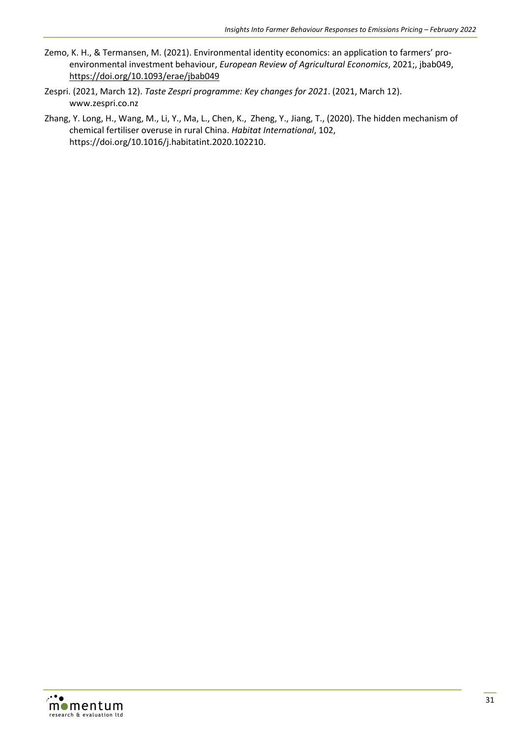Zemo, K. H., & Termansen, M. (2021). Environmental identity economics: an application to farmers' pro-environmental investment behaviour, *European Review of Agricultural Economics*, 2021;, jbab049, https://doi.org/10.1093/erae/jbab049

Zespri. (2021, March 12). *Taste Zespri programme: Key changes for 2021*. (2021, March 12). www.zespri.co.nz

Zhang, Y. Long, H., Wang, M., Li, Y., Ma, L., Chen, K., Zheng, Y., Jiang, T., (2020). The hidden mechanism of chemical fertiliser overuse in rural China. *Habitat International*, 102, https://doi.org/10.1016/j.habitatint.2020.102210.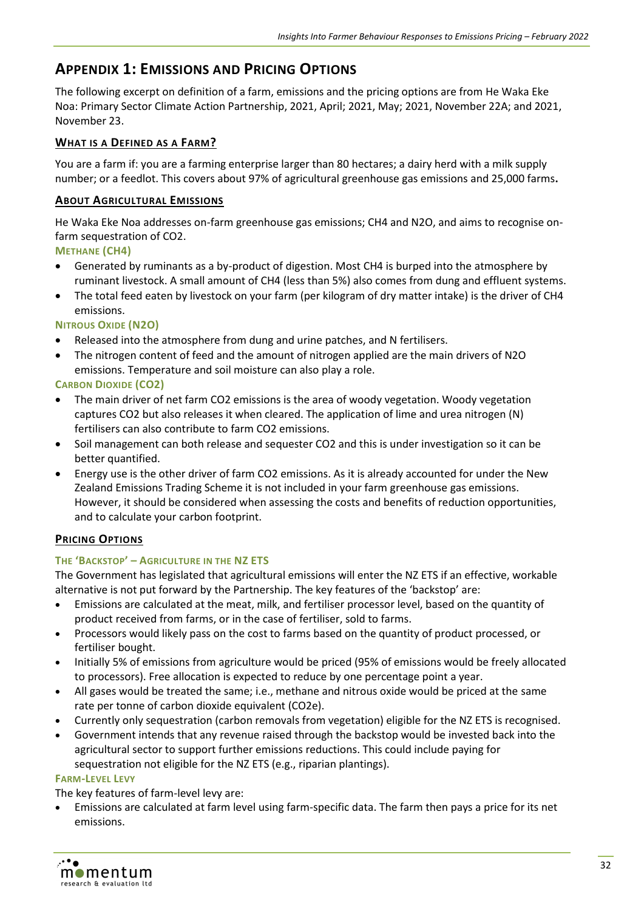## Appendix 1: Emissions and Pricing Options

The following excerpt on definition of a farm, emissions and the pricing options are from He Waka Eke Noa: Primary Sector Climate Action Partnership, 2021, April; 2021, May; 2021, November 22A; and 2021, November 23.

### What is a Defined as a Farm?

You are a farm if: you are a farming enterprise larger than 80 hectares; a dairy herd with a milk supply number; or a feedlot. This covers about 97% of agricultural greenhouse gas emissions and 25,000 farms**.**

### About Agricultural Emissions

He Waka Eke Noa addresses on-farm greenhouse gas emissions; $CH_4$ and $N_2O$, and aims to recognise on-farm sequestration of $CO_2$.

#### Methane ($CH_4$)

- Generated by ruminants as a by-product of digestion. Most $CH_4$ is burped into the atmosphere by ruminant livestock. A small amount of $CH_4$ (less than 5%) also comes from dung and effluent systems.
- The total feed eaten by livestock on your farm (per kilogram of dry matter intake) is the driver of $CH_4$ emissions.

#### Nitrous Oxide ($N_2O$)

- Released into the atmosphere from dung and urine patches, and N fertilisers.
- The nitrogen content of feed and the amount of nitrogen applied are the main drivers of $N_2O$ emissions. Temperature and soil moisture can also play a role.

#### Carbon Dioxide ($CO_2$)

- The main driver of net farm $CO_2$ emissions is the area of woody vegetation. Woody vegetation captures $CO_2$ but also releases it when cleared. The application of lime and urea nitrogen (N) fertilisers can also contribute to farm $CO_2$ emissions.
- Soil management can both release and sequester $CO_2$ and this is under investigation so it can be better quantified.
- Energy use is the other driver of farm $CO_2$ emissions. As it is already accounted for under the New Zealand Emissions Trading Scheme it is not included in your farm greenhouse gas emissions. However, it should be considered when assessing the costs and benefits of reduction opportunities, and to calculate your carbon footprint.

### Pricing Options

#### The 'Backstop' – Agriculture in the NZ ETS

The Government has legislated that agricultural emissions will enter the NZ ETS if an effective, workable alternative is not put forward by the Partnership. The key features of the 'backstop' are:

- Emissions are calculated at the meat, milk, and fertiliser processor level, based on the quantity of product received from farms, or in the case of fertiliser, sold to farms.
- Processors would likely pass on the cost to farms based on the quantity of product processed, or fertiliser bought.
- Initially 5% of emissions from agriculture would be priced (95% of emissions would be freely allocated to processors). Free allocation is expected to reduce by one percentage point a year.
- All gases would be treated the same; i.e., methane and nitrous oxide would be priced at the same rate per tonne of carbon dioxide equivalent ($CO_2e$).
- Currently only sequestration (carbon removals from vegetation) eligible for the NZ ETS is recognised.
- Government intends that any revenue raised through the backstop would be invested back into the agricultural sector to support further emissions reductions. This could include paying for sequestration not eligible for the NZ ETS (e.g., riparian plantings).

#### Farm-Level Levy

The key features of farm-level levy are:

- Emissions are calculated at farm level using farm-specific data. The farm then pays a price for its net emissions.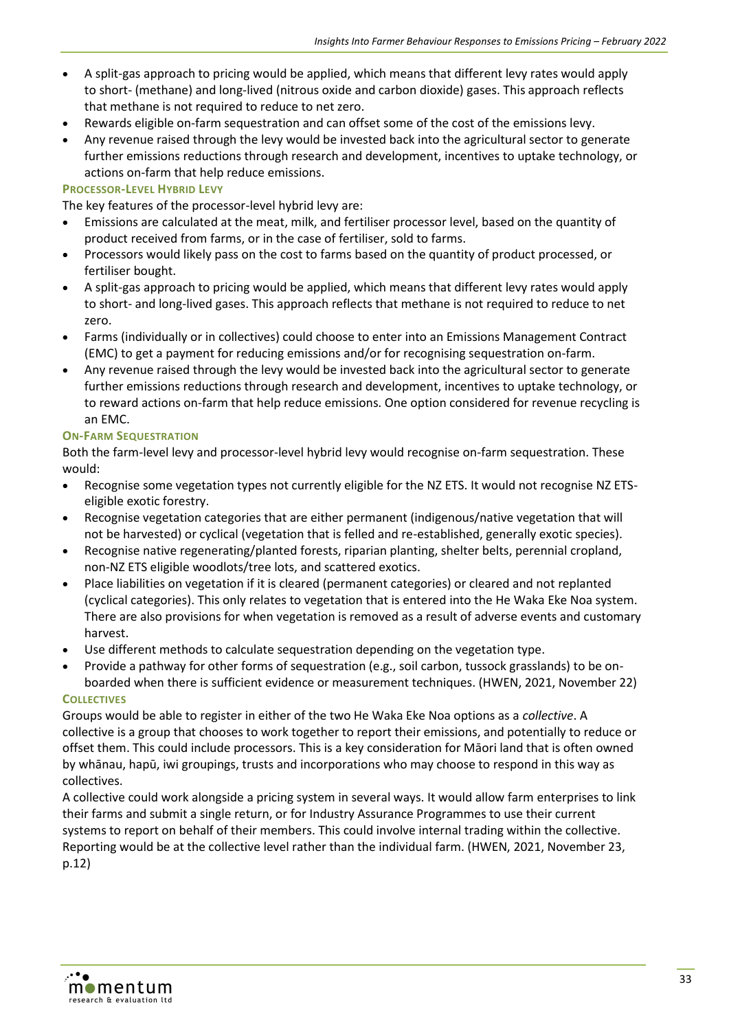- A split-gas approach to pricing would be applied, which means that different levy rates would apply to short- (methane) and long-lived (nitrous oxide and carbon dioxide) gases. This approach reflects that methane is not required to reduce to net zero.
- Rewards eligible on-farm sequestration and can offset some of the cost of the emissions levy.
- Any revenue raised through the levy would be invested back into the agricultural sector to generate further emissions reductions through research and development, incentives to uptake technology, or actions on-farm that help reduce emissions.

#### Processor-Level Hybrid Levy

The key features of the processor-level hybrid levy are:

- Emissions are calculated at the meat, milk, and fertiliser processor level, based on the quantity of product received from farms, or in the case of fertiliser, sold to farms.
- Processors would likely pass on the cost to farms based on the quantity of product processed, or fertiliser bought.
- A split-gas approach to pricing would be applied, which means that different levy rates would apply to short- and long-lived gases. This approach reflects that methane is not required to reduce to net zero.
- Farms (individually or in collectives) could choose to enter into an Emissions Management Contract (EMC) to get a payment for reducing emissions and/or for recognising sequestration on-farm.
- Any revenue raised through the levy would be invested back into the agricultural sector to generate further emissions reductions through research and development, incentives to uptake technology, or to reward actions on-farm that help reduce emissions. One option considered for revenue recycling is an EMC.

#### On-Farm Sequestration

Both the farm-level levy and processor-level hybrid levy would recognise on-farm sequestration. These would:

- Recognise some vegetation types not currently eligible for the NZ ETS. It would not recognise NZ ETS-eligible exotic forestry.
- Recognise vegetation categories that are either permanent (indigenous/native vegetation that will not be harvested) or cyclical (vegetation that is felled and re-established, generally exotic species).
- Recognise native regenerating/planted forests, riparian planting, shelter belts, perennial cropland, non-NZ ETS eligible woodlots/tree lots, and scattered exotics.
- Place liabilities on vegetation if it is cleared (permanent categories) or cleared and not replanted (cyclical categories). This only relates to vegetation that is entered into the He Waka Eke Noa system. There are also provisions for when vegetation is removed as a result of adverse events and customary harvest.
- Use different methods to calculate sequestration depending on the vegetation type.
- Provide a pathway for other forms of sequestration (e.g., soil carbon, tussock grasslands) to be on-boarded when there is sufficient evidence or measurement techniques. (HWEN, 2021, November 22)

#### Collectives

Groups would be able to register in either of the two He Waka Eke Noa options as a *collective*. A collective is a group that chooses to work together to report their emissions, and potentially to reduce or offset them. This could include processors. This is a key consideration for Māori land that is often owned by whānau, hapū, iwi groupings, trusts and incorporations who may choose to respond in this way as collectives.

A collective could work alongside a pricing system in several ways. It would allow farm enterprises to link their farms and submit a single return, or for Industry Assurance Programmes to use their current systems to report on behalf of their members. This could involve internal trading within the collective. Reporting would be at the collective level rather than the individual farm. (HWEN, 2021, November 23, p.12)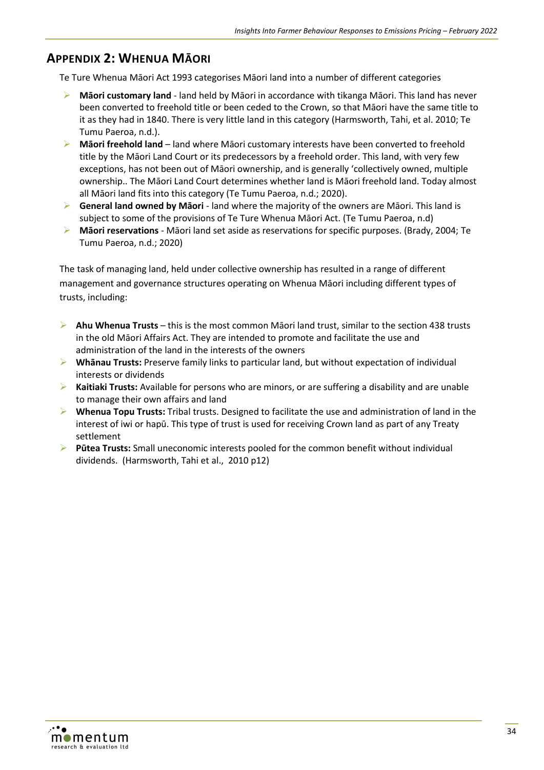## APPENDIX 2: WHENUA MĀORI

Te Ture Whenua Māori Act 1993 categorises Māori land into a number of different categories

- **Māori customary land** - land held by Māori in accordance with tikanga Māori. This land has never been converted to freehold title or been ceded to the Crown, so that Māori have the same title to it as they had in 1840. There is very little land in this category (Harmsworth, Tahi, et al. 2010; Te Tumu Paeroa, n.d.).
- **Māori freehold land** – land where Māori customary interests have been converted to freehold title by the Māori Land Court or its predecessors by a freehold order. This land, with very few exceptions, has not been out of Māori ownership, and is generally 'collectively owned, multiple ownership.. The Māori Land Court determines whether land is Māori freehold land. Today almost all Māori land fits into this category (Te Tumu Paeroa, n.d.; 2020).
- **General land owned by Māori** - land where the majority of the owners are Māori. This land is subject to some of the provisions of Te Ture Whenua Māori Act. (Te Tumu Paeroa, n.d)
- **Māori reservations** - Māori land set aside as reservations for specific purposes. (Brady, 2004; Te Tumu Paeroa, n.d.; 2020)

The task of managing land, held under collective ownership has resulted in a range of different management and governance structures operating on Whenua Māori including different types of trusts, including:

- **Ahu Whenua Trusts** – this is the most common Māori land trust, similar to the section 438 trusts in the old Māori Affairs Act. They are intended to promote and facilitate the use and administration of the land in the interests of the owners
- **Whānau Trusts:** Preserve family links to particular land, but without expectation of individual interests or dividends
- **Kaitiaki Trusts:** Available for persons who are minors, or are suffering a disability and are unable to manage their own affairs and land
- **Whenua Topu Trusts:** Tribal trusts. Designed to facilitate the use and administration of land in the interest of iwi or hapū. This type of trust is used for receiving Crown land as part of any Treaty settlement
- **Pūtea Trusts:** Small uneconomic interests pooled for the common benefit without individual dividends. (Harmsworth, Tahi et al., 2010 p12)